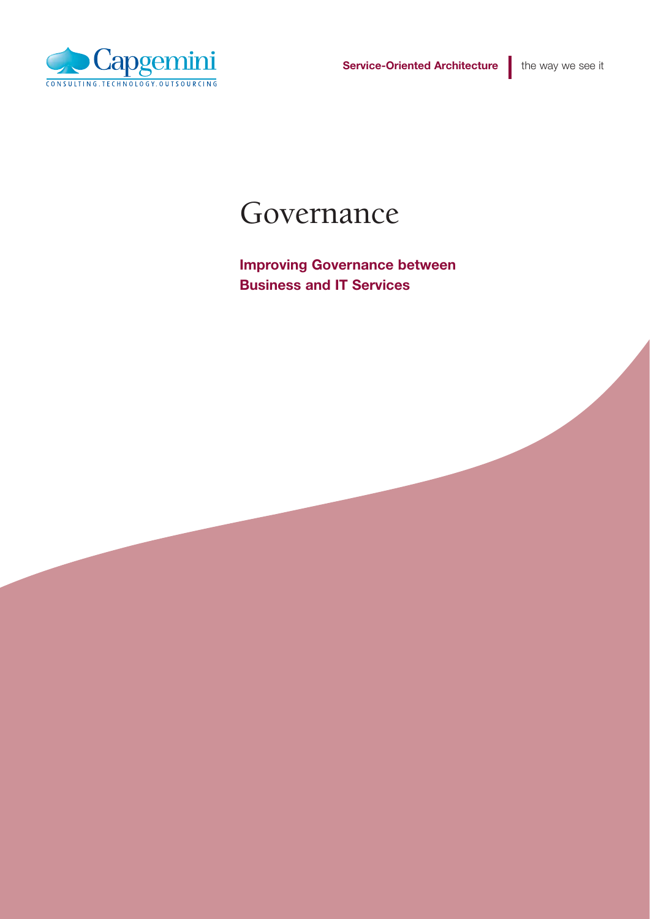Service-Oriented Architecture | the way we see it

# Governance

**Improving Governance between Business and IT Services**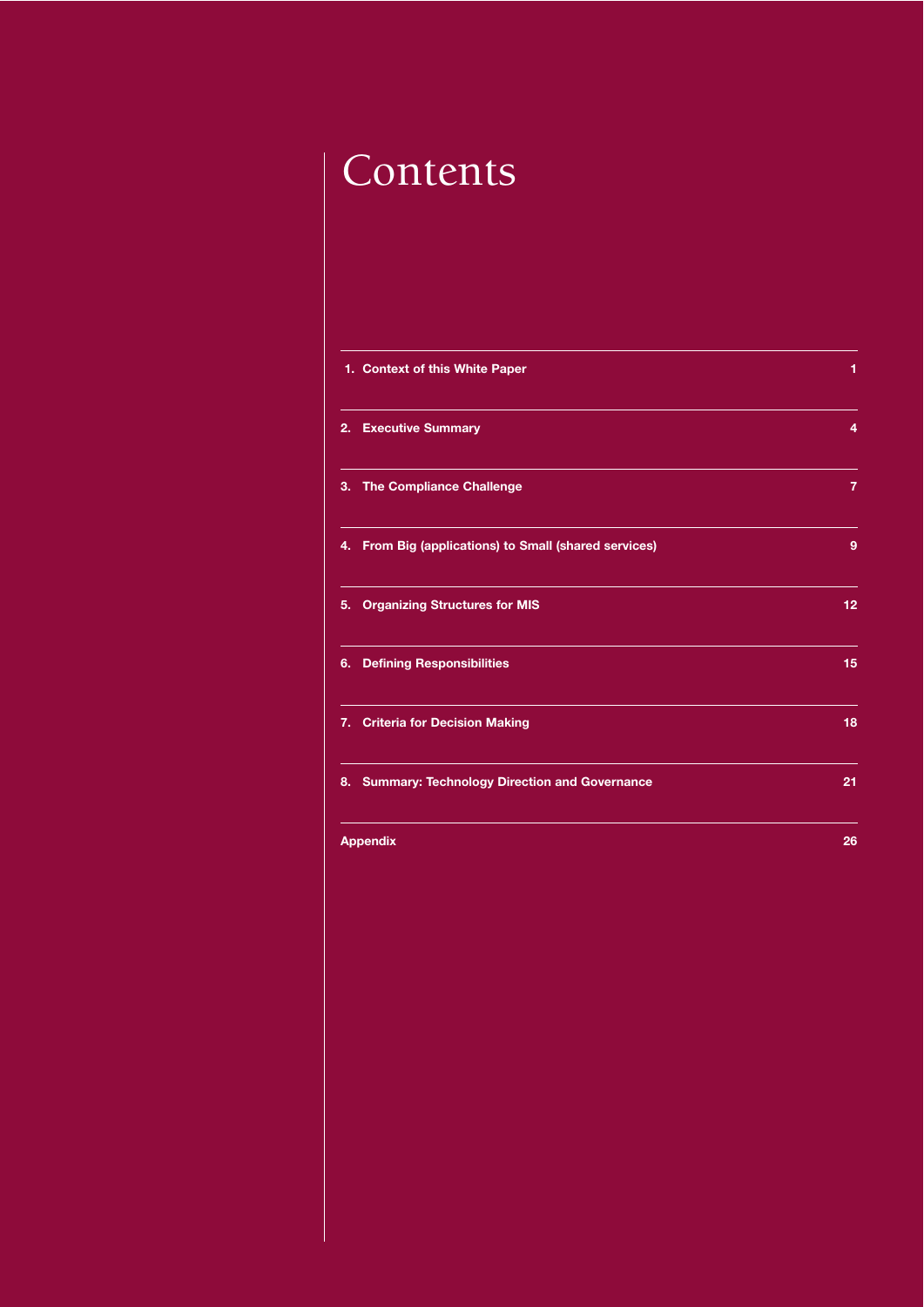# Contents

| | |
|---|---|
| 1. Context of this White Paper | 1 |
| 2. Executive Summary | 4 |
| 3. The Compliance Challenge | 7 |
| 4. From Big (applications) to Small (shared services) | 9 |
| 5. Organizing Structures for MIS | 12 |
| 6. Defining Responsibilities | 15 |
| 7. Criteria for Decision Making | 18 |
| 8. Summary: Technology Direction and Governance | 21 |
| Appendix | 26 |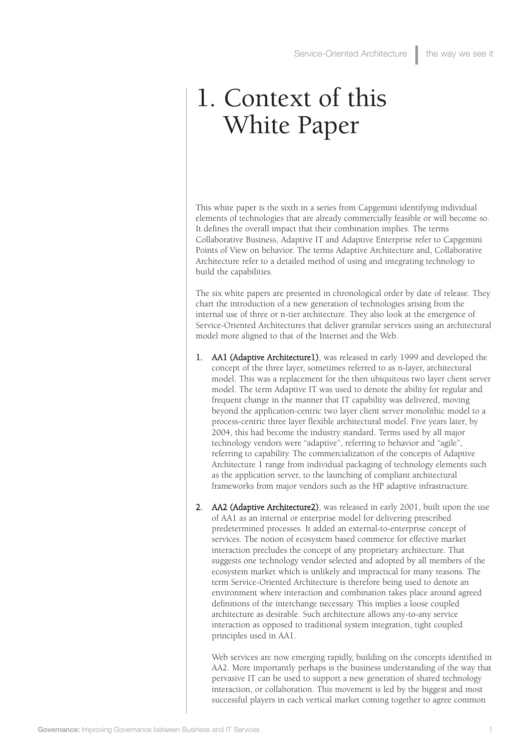# 1. Context of this White Paper

This white paper is the sixth in a series from Capgemini identifying individual elements of technologies that are already commercially feasible or will become so. It defines the overall impact that their combination implies. The terms Collaborative Business, Adaptive IT and Adaptive Enterprise refer to Capgemini Points of View on behavior. The terms Adaptive Architecture and, Collaborative Architecture refer to a detailed method of using and integrating technology to build the capabilities.

The six white papers are presented in chronological order by date of release. They chart the introduction of a new generation of technologies arising from the internal use of three or n-tier architecture. They also look at the emergence of Service-Oriented Architectures that deliver granular services using an architectural model more aligned to that of the Internet and the Web.

1. **AA1 (Adaptive Architecture1)**, was released in early 1999 and developed the concept of the three layer, sometimes referred to as n-layer, architectural model. This was a replacement for the then ubiquitous two layer client server model. The term Adaptive IT was used to denote the ability for regular and frequent change in the manner that IT capability was delivered, moving beyond the application-centric two layer client server monolithic model to a process-centric three layer flexible architectural model. Five years later, by 2004, this had become the industry standard. Terms used by all major technology vendors were "adaptive", referring to behavior and "agile", referring to capability. The commercialization of the concepts of Adaptive Architecture 1 range from individual packaging of technology elements such as the application server, to the launching of compliant architectural frameworks from major vendors such as the HP adaptive infrastructure.

2. **AA2 (Adaptive Architecture2)**, was released in early 2001, built upon the use of AA1 as an internal or enterprise model for delivering prescribed predetermined processes. It added an external-to-enterprise concept of services. The notion of ecosystem based commerce for effective market interaction precludes the concept of any proprietary architecture. That suggests one technology vendor selected and adopted by all members of the ecosystem market which is unlikely and impractical for many reasons. The term Service-Oriented Architecture is therefore being used to denote an environment where interaction and combination takes place around agreed definitions of the interchange necessary. This implies a loose coupled architecture as desirable. Such architecture allows any-to-any service interaction as opposed to traditional system integration, tight coupled principles used in AA1.

   Web services are now emerging rapidly, building on the concepts identified in AA2. More importantly perhaps is the business understanding of the way that pervasive IT can be used to support a new generation of shared technology interaction, or collaboration. This movement is led by the biggest and most successful players in each vertical market coming together to agree common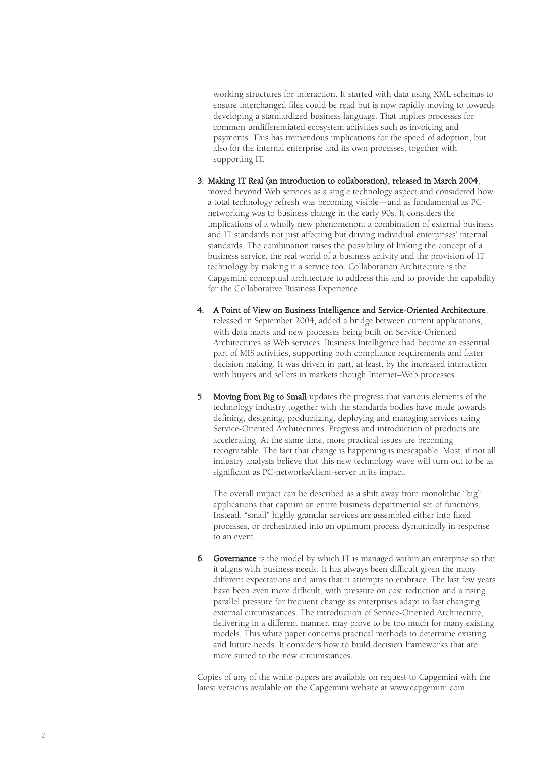working structures for interaction. It started with data using XML schemas to ensure interchanged files could be read but is now rapidly moving to towards developing a standardized business language. That implies processes for common undifferentiated ecosystem activities such as invoicing and payments. This has tremendous implications for the speed of adoption, but also for the internal enterprise and its own processes, together with supporting IT.

3. **Making IT Real (an introduction to collaboration), released in March 2004**, moved beyond Web services as a single technology aspect and considered how a total technology refresh was becoming visible—and as fundamental as PC-networking was to business change in the early 90s. It considers the implications of a wholly new phenomenon: a combination of external business and IT standards not just affecting but driving individual enterprises' internal standards. The combination raises the possibility of linking the concept of a business service, the real world of a business activity and the provision of IT technology by making it a service too. Collaboration Architecture is the Capgemini conceptual architecture to address this and to provide the capability for the Collaborative Business Experience.

4. **A Point of View on Business Intelligence and Service-Oriented Architecture**, released in September 2004, added a bridge between current applications, with data marts and new processes being built on Service-Oriented Architectures as Web services. Business Intelligence had become an essential part of MIS activities, supporting both compliance requirements and faster decision making. It was driven in part, at least, by the increased interaction with buyers and sellers in markets though Internet–Web processes.

5. **Moving from Big to Small** updates the progress that various elements of the technology industry together with the standards bodies have made towards defining, designing, productizing, deploying and managing services using Service-Oriented Architectures. Progress and introduction of products are accelerating. At the same time, more practical issues are becoming recognizable. The fact that change is happening is inescapable. Most, if not all industry analysts believe that this new technology wave will turn out to be as significant as PC-networks/client-server in its impact.

   The overall impact can be described as a shift away from monolithic "big" applications that capture an entire business departmental set of functions. Instead, "small" highly granular services are assembled either into fixed processes, or orchestrated into an optimum process dynamically in response to an event.

6. **Governance** is the model by which IT is managed within an enterprise so that it aligns with business needs. It has always been difficult given the many different expectations and aims that it attempts to embrace. The last few years have been even more difficult, with pressure on cost reduction and a rising parallel pressure for frequent change as enterprises adapt to fast changing external circumstances. The introduction of Service-Oriented Architecture, delivering in a different manner, may prove to be too much for many existing models. This white paper concerns practical methods to determine existing and future needs. It considers how to build decision frameworks that are more suited to the new circumstances.

Copies of any of the white papers are available on request to Capgemini with the latest versions available on the Capgemini website at www.capgemini.com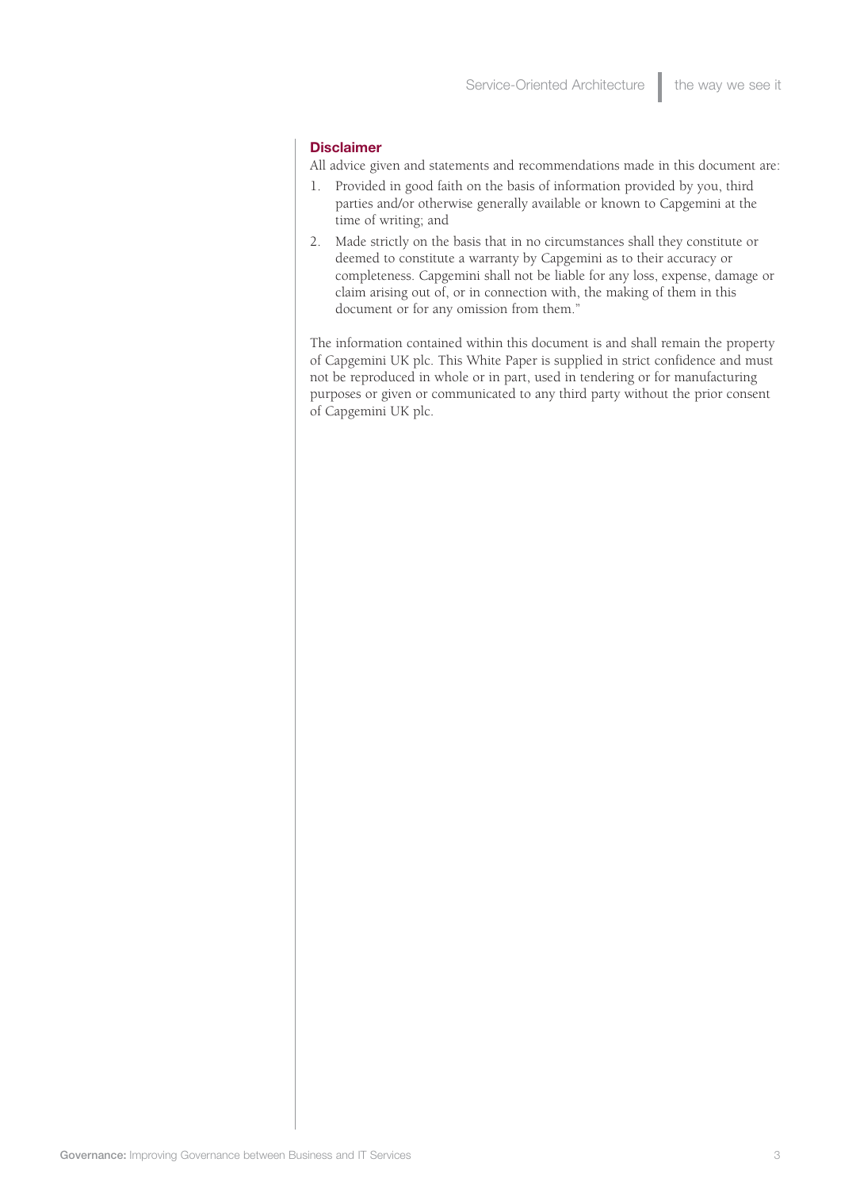## Disclaimer

All advice given and statements and recommendations made in this document are:

1. Provided in good faith on the basis of information provided by you, third parties and/or otherwise generally available or known to Capgemini at the time of writing; and
2. Made strictly on the basis that in no circumstances shall they constitute or deemed to constitute a warranty by Capgemini as to their accuracy or completeness. Capgemini shall not be liable for any loss, expense, damage or claim arising out of, or in connection with, the making of them in this document or for any omission from them."

The information contained within this document is and shall remain the property of Capgemini UK plc. This White Paper is supplied in strict confidence and must not be reproduced in whole or in part, used in tendering or for manufacturing purposes or given or communicated to any third party without the prior consent of Capgemini UK plc.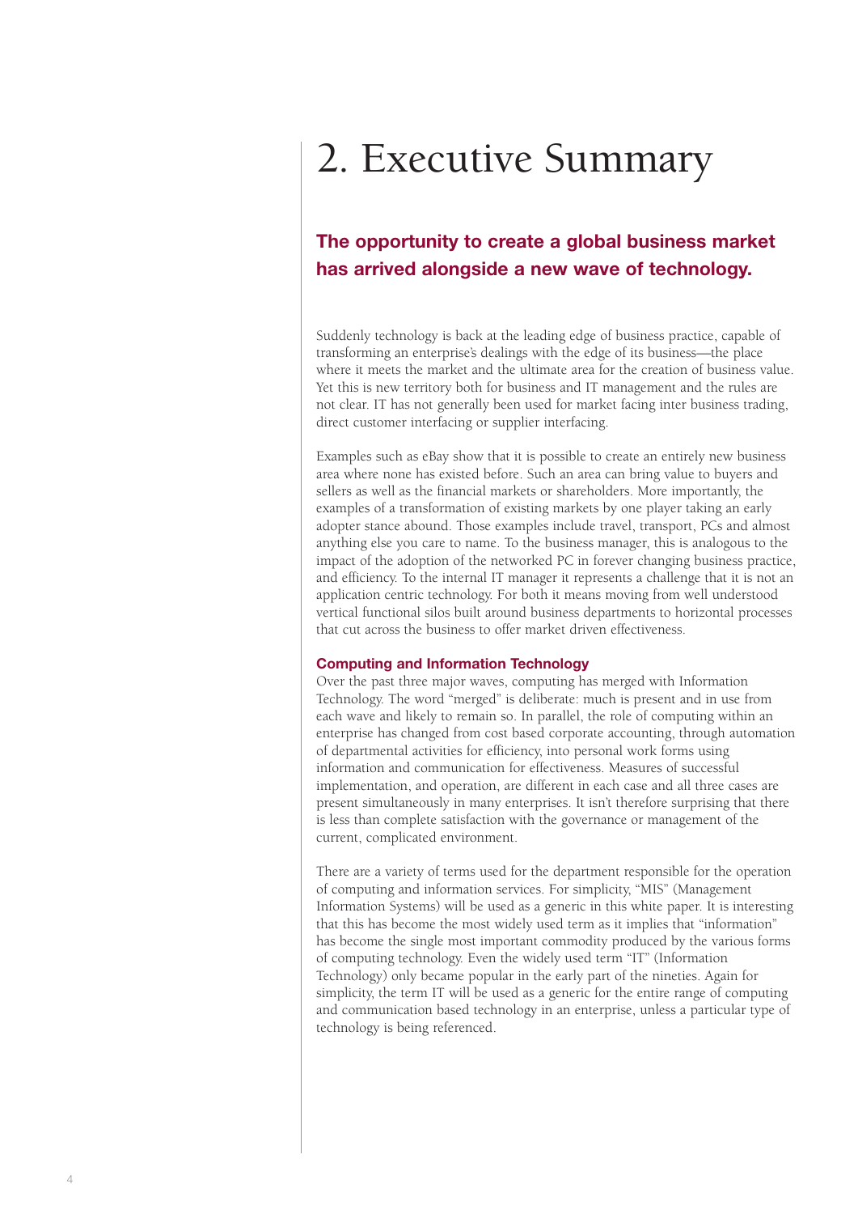# 2. Executive Summary

## The opportunity to create a global business market has arrived alongside a new wave of technology.

Suddenly technology is back at the leading edge of business practice, capable of transforming an enterprise's dealings with the edge of its business—the place where it meets the market and the ultimate area for the creation of business value. Yet this is new territory both for business and IT management and the rules are not clear. IT has not generally been used for market facing inter business trading, direct customer interfacing or supplier interfacing.

Examples such as eBay show that it is possible to create an entirely new business area where none has existed before. Such an area can bring value to buyers and sellers as well as the financial markets or shareholders. More importantly, the examples of a transformation of existing markets by one player taking an early adopter stance abound. Those examples include travel, transport, PCs and almost anything else you care to name. To the business manager, this is analogous to the impact of the adoption of the networked PC in forever changing business practice, and efficiency. To the internal IT manager it represents a challenge that it is not an application centric technology. For both it means moving from well understood vertical functional silos built around business departments to horizontal processes that cut across the business to offer market driven effectiveness.

### Computing and Information Technology

Over the past three major waves, computing has merged with Information Technology. The word "merged" is deliberate: much is present and in use from each wave and likely to remain so. In parallel, the role of computing within an enterprise has changed from cost based corporate accounting, through automation of departmental activities for efficiency, into personal work forms using information and communication for effectiveness. Measures of successful implementation, and operation, are different in each case and all three cases are present simultaneously in many enterprises. It isn't therefore surprising that there is less than complete satisfaction with the governance or management of the current, complicated environment.

There are a variety of terms used for the department responsible for the operation of computing and information services. For simplicity, "MIS" (Management Information Systems) will be used as a generic in this white paper. It is interesting that this has become the most widely used term as it implies that "information" has become the single most important commodity produced by the various forms of computing technology. Even the widely used term "IT" (Information Technology) only became popular in the early part of the nineties. Again for simplicity, the term IT will be used as a generic for the entire range of computing and communication based technology in an enterprise, unless a particular type of technology is being referenced.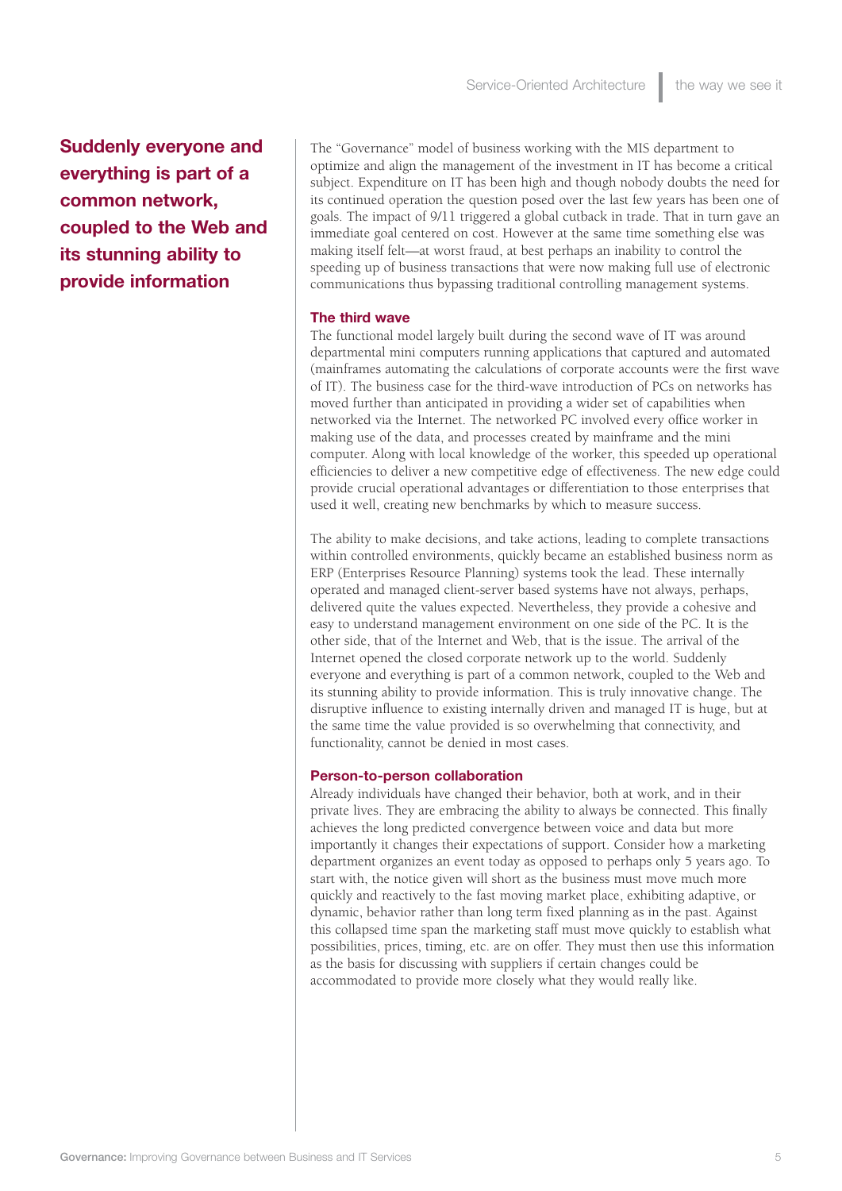**Suddenly everyone and everything is part of a common network, coupled to the Web and its stunning ability to provide information**

The "Governance" model of business working with the MIS department to optimize and align the management of the investment in IT has become a critical subject. Expenditure on IT has been high and though nobody doubts the need for its continued operation the question posed over the last few years has been one of goals. The impact of 9/11 triggered a global cutback in trade. That in turn gave an immediate goal centered on cost. However at the same time something else was making itself felt—at worst fraud, at best perhaps an inability to control the speeding up of business transactions that were now making full use of electronic communications thus bypassing traditional controlling management systems.

### The third wave

The functional model largely built during the second wave of IT was around departmental mini computers running applications that captured and automated (mainframes automating the calculations of corporate accounts were the first wave of IT). The business case for the third-wave introduction of PCs on networks has moved further than anticipated in providing a wider set of capabilities when networked via the Internet. The networked PC involved every office worker in making use of the data, and processes created by mainframe and the mini computer. Along with local knowledge of the worker, this speeded up operational efficiencies to deliver a new competitive edge of effectiveness. The new edge could provide crucial operational advantages or differentiation to those enterprises that used it well, creating new benchmarks by which to measure success.

The ability to make decisions, and take actions, leading to complete transactions within controlled environments, quickly became an established business norm as ERP (Enterprises Resource Planning) systems took the lead. These internally operated and managed client-server based systems have not always, perhaps, delivered quite the values expected. Nevertheless, they provide a cohesive and easy to understand management environment on one side of the PC. It is the other side, that of the Internet and Web, that is the issue. The arrival of the Internet opened the closed corporate network up to the world. Suddenly everyone and everything is part of a common network, coupled to the Web and its stunning ability to provide information. This is truly innovative change. The disruptive influence to existing internally driven and managed IT is huge, but at the same time the value provided is so overwhelming that connectivity, and functionality, cannot be denied in most cases.

### Person-to-person collaboration

Already individuals have changed their behavior, both at work, and in their private lives. They are embracing the ability to always be connected. This finally achieves the long predicted convergence between voice and data but more importantly it changes their expectations of support. Consider how a marketing department organizes an event today as opposed to perhaps only 5 years ago. To start with, the notice given will short as the business must move much more quickly and reactively to the fast moving market place, exhibiting adaptive, or dynamic, behavior rather than long term fixed planning as in the past. Against this collapsed time span the marketing staff must move quickly to establish what possibilities, prices, timing, etc. are on offer. They must then use this information as the basis for discussing with suppliers if certain changes could be accommodated to provide more closely what they would really like.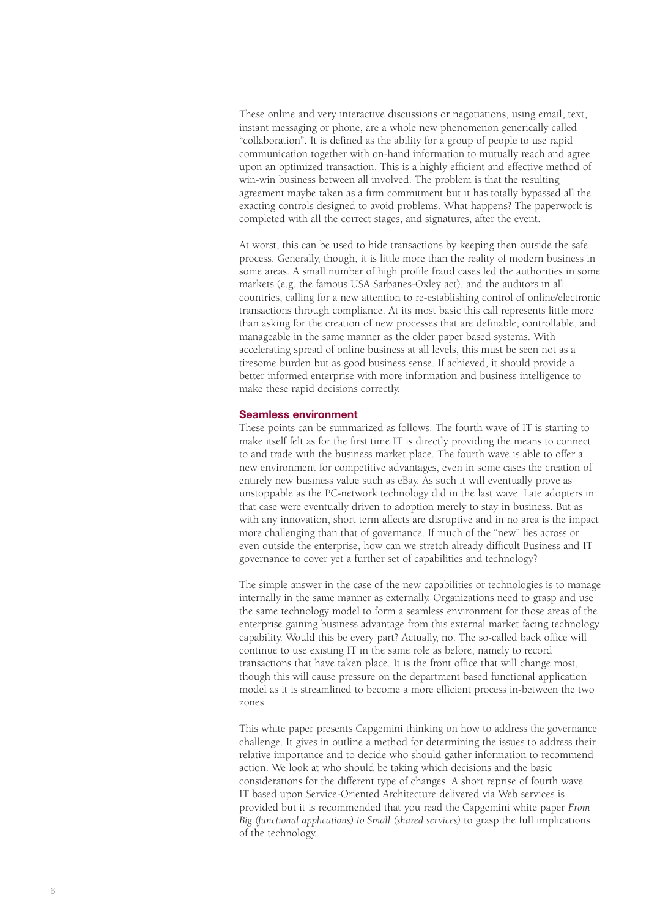These online and very interactive discussions or negotiations, using email, text, instant messaging or phone, are a whole new phenomenon generically called "collaboration". It is defined as the ability for a group of people to use rapid communication together with on-hand information to mutually reach and agree upon an optimized transaction. This is a highly efficient and effective method of win-win business between all involved. The problem is that the resulting agreement maybe taken as a firm commitment but it has totally bypassed all the exacting controls designed to avoid problems. What happens? The paperwork is completed with all the correct stages, and signatures, after the event.

At worst, this can be used to hide transactions by keeping then outside the safe process. Generally, though, it is little more than the reality of modern business in some areas. A small number of high profile fraud cases led the authorities in some markets (e.g. the famous USA Sarbanes-Oxley act), and the auditors in all countries, calling for a new attention to re-establishing control of online/electronic transactions through compliance. At its most basic this call represents little more than asking for the creation of new processes that are definable, controllable, and manageable in the same manner as the older paper based systems. With accelerating spread of online business at all levels, this must be seen not as a tiresome burden but as good business sense. If achieved, it should provide a better informed enterprise with more information and business intelligence to make these rapid decisions correctly.

## Seamless environment

These points can be summarized as follows. The fourth wave of IT is starting to make itself felt as for the first time IT is directly providing the means to connect to and trade with the business market place. The fourth wave is able to offer a new environment for competitive advantages, even in some cases the creation of entirely new business value such as eBay. As such it will eventually prove as unstoppable as the PC-network technology did in the last wave. Late adopters in that case were eventually driven to adoption merely to stay in business. But as with any innovation, short term affects are disruptive and in no area is the impact more challenging than that of governance. If much of the "new" lies across or even outside the enterprise, how can we stretch already difficult Business and IT governance to cover yet a further set of capabilities and technology?

The simple answer in the case of the new capabilities or technologies is to manage internally in the same manner as externally. Organizations need to grasp and use the same technology model to form a seamless environment for those areas of the enterprise gaining business advantage from this external market facing technology capability. Would this be every part? Actually, no. The so-called back office will continue to use existing IT in the same role as before, namely to record transactions that have taken place. It is the front office that will change most, though this will cause pressure on the department based functional application model as it is streamlined to become a more efficient process in-between the two zones.

This white paper presents Capgemini thinking on how to address the governance challenge. It gives in outline a method for determining the issues to address their relative importance and to decide who should gather information to recommend action. We look at who should be taking which decisions and the basic considerations for the different type of changes. A short reprise of fourth wave IT based upon Service-Oriented Architecture delivered via Web services is provided but it is recommended that you read the Capgemini white paper *From Big (functional applications) to Small (shared services)* to grasp the full implications of the technology.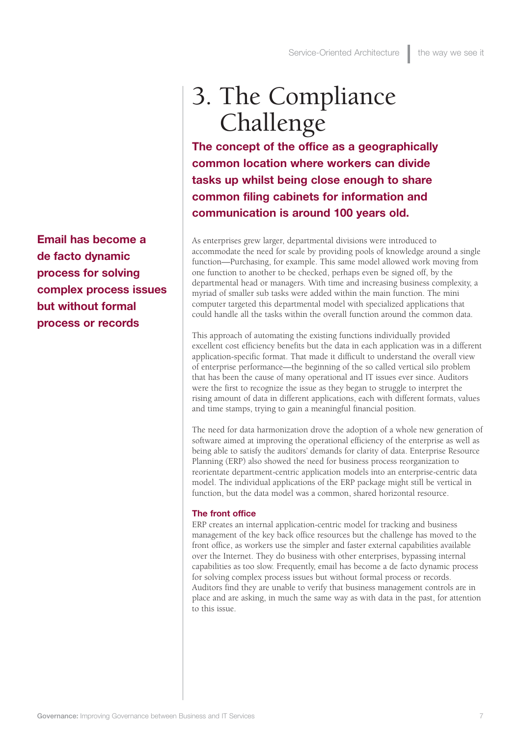# 3. The Compliance Challenge

**The concept of the office as a geographically common location where workers can divide tasks up whilst being close enough to share common filing cabinets for information and communication is around 100 years old.**

**Email has become a de facto dynamic process for solving complex process issues but without formal process or records**

As enterprises grew larger, departmental divisions were introduced to accommodate the need for scale by providing pools of knowledge around a single function—Purchasing, for example. This same model allowed work moving from one function to another to be checked, perhaps even be signed off, by the departmental head or managers. With time and increasing business complexity, a myriad of smaller sub tasks were added within the main function. The mini computer targeted this departmental model with specialized applications that could handle all the tasks within the overall function around the common data.

This approach of automating the existing functions individually provided excellent cost efficiency benefits but the data in each application was in a different application-specific format. That made it difficult to understand the overall view of enterprise performance—the beginning of the so called vertical silo problem that has been the cause of many operational and IT issues ever since. Auditors were the first to recognize the issue as they began to struggle to interpret the rising amount of data in different applications, each with different formats, values and time stamps, trying to gain a meaningful financial position.

The need for data harmonization drove the adoption of a whole new generation of software aimed at improving the operational efficiency of the enterprise as well as being able to satisfy the auditors' demands for clarity of data. Enterprise Resource Planning (ERP) also showed the need for business process reorganization to reorientate department-centric application models into an enterprise-centric data model. The individual applications of the ERP package might still be vertical in function, but the data model was a common, shared horizontal resource.

### The front office

ERP creates an internal application-centric model for tracking and business management of the key back office resources but the challenge has moved to the front office, as workers use the simpler and faster external capabilities available over the Internet. They do business with other enterprises, bypassing internal capabilities as too slow. Frequently, email has become a de facto dynamic process for solving complex process issues but without formal process or records. Auditors find they are unable to verify that business management controls are in place and are asking, in much the same way as with data in the past, for attention to this issue.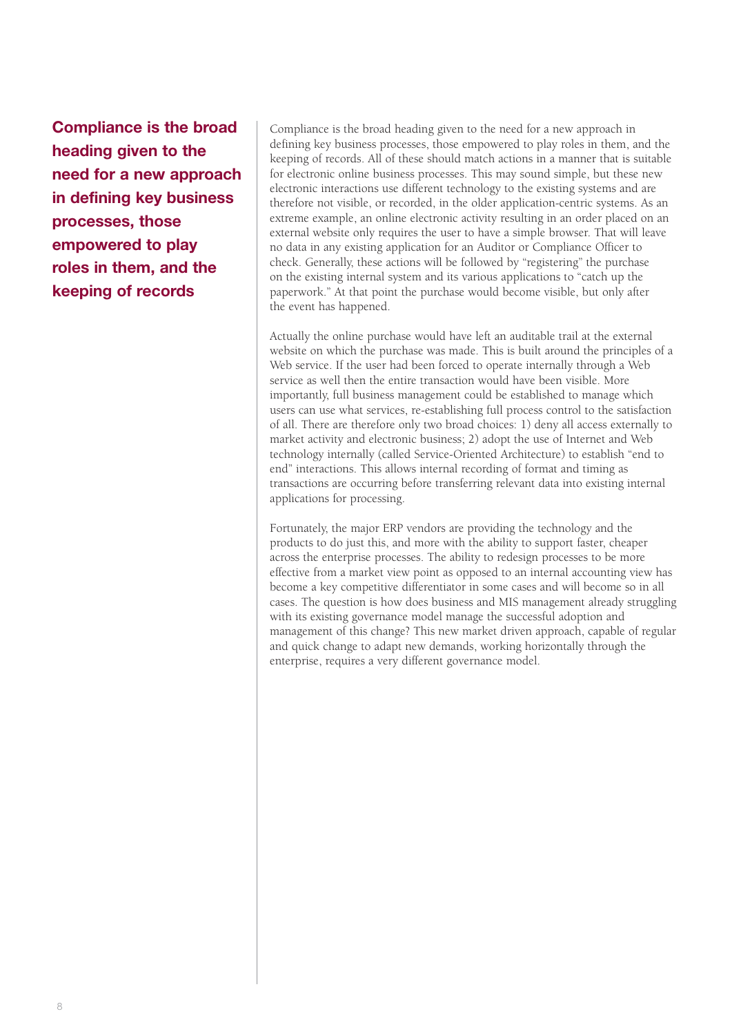**Compliance is the broad heading given to the need for a new approach in defining key business processes, those empowered to play roles in them, and the keeping of records**

Compliance is the broad heading given to the need for a new approach in defining key business processes, those empowered to play roles in them, and the keeping of records. All of these should match actions in a manner that is suitable for electronic online business processes. This may sound simple, but these new electronic interactions use different technology to the existing systems and are therefore not visible, or recorded, in the older application-centric systems. As an extreme example, an online electronic activity resulting in an order placed on an external website only requires the user to have a simple browser. That will leave no data in any existing application for an Auditor or Compliance Officer to check. Generally, these actions will be followed by "registering" the purchase on the existing internal system and its various applications to "catch up the paperwork." At that point the purchase would become visible, but only after the event has happened.

Actually the online purchase would have left an auditable trail at the external website on which the purchase was made. This is built around the principles of a Web service. If the user had been forced to operate internally through a Web service as well then the entire transaction would have been visible. More importantly, full business management could be established to manage which users can use what services, re-establishing full process control to the satisfaction of all. There are therefore only two broad choices: 1) deny all access externally to market activity and electronic business; 2) adopt the use of Internet and Web technology internally (called Service-Oriented Architecture) to establish "end to end" interactions. This allows internal recording of format and timing as transactions are occurring before transferring relevant data into existing internal applications for processing.

Fortunately, the major ERP vendors are providing the technology and the products to do just this, and more with the ability to support faster, cheaper across the enterprise processes. The ability to redesign processes to be more effective from a market view point as opposed to an internal accounting view has become a key competitive differentiator in some cases and will become so in all cases. The question is how does business and MIS management already struggling with its existing governance model manage the successful adoption and management of this change? This new market driven approach, capable of regular and quick change to adapt new demands, working horizontally through the enterprise, requires a very different governance model.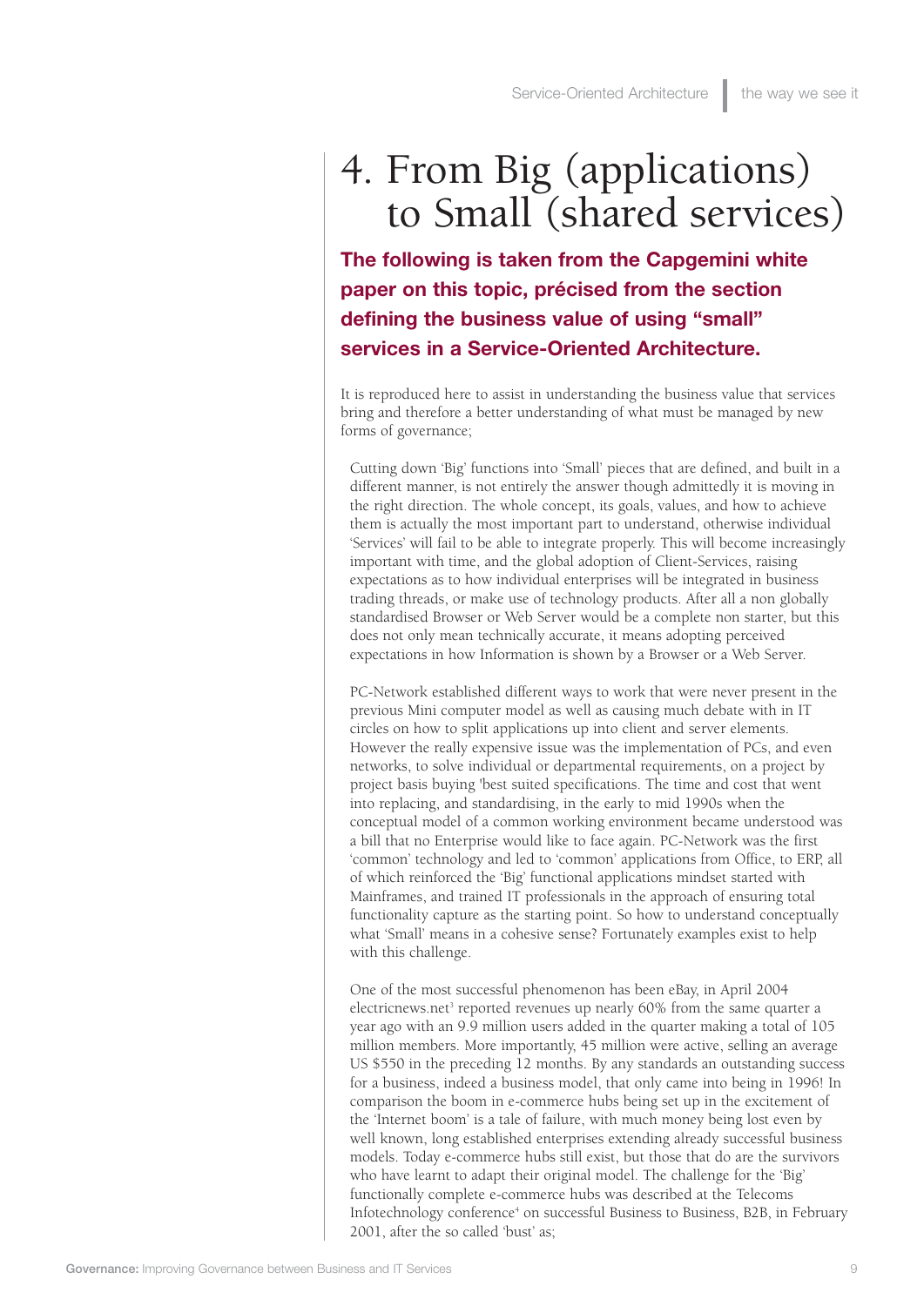# 4. From Big (applications) to Small (shared services)

**The following is taken from the Capgemini white paper on this topic, précised from the section defining the business value of using "small" services in a Service-Oriented Architecture.**

It is reproduced here to assist in understanding the business value that services bring and therefore a better understanding of what must be managed by new forms of governance;

> Cutting down 'Big' functions into 'Small' pieces that are defined, and built in a different manner, is not entirely the answer though admittedly it is moving in the right direction. The whole concept, its goals, values, and how to achieve them is actually the most important part to understand, otherwise individual 'Services' will fail to be able to integrate properly. This will become increasingly important with time, and the global adoption of Client-Services, raising expectations as to how individual enterprises will be integrated in business trading threads, or make use of technology products. After all a non globally standardised Browser or Web Server would be a complete non starter, but this does not only mean technically accurate, it means adopting perceived expectations in how Information is shown by a Browser or a Web Server.
>
> PC-Network established different ways to work that were never present in the previous Mini computer model as well as causing much debate with in IT circles on how to split applications up into client and server elements. However the really expensive issue was the implementation of PCs, and even networks, to solve individual or departmental requirements, on a project by project basis buying 'best suited specifications. The time and cost that went into replacing, and standardising, in the early to mid 1990s when the conceptual model of a common working environment became understood was a bill that no Enterprise would like to face again. PC-Network was the first 'common' technology and led to 'common' applications from Office, to ERP, all of which reinforced the 'Big' functional applications mindset started with Mainframes, and trained IT professionals in the approach of ensuring total functionality capture as the starting point. So how to understand conceptually what 'Small' means in a cohesive sense? Fortunately examples exist to help with this challenge.
>
> One of the most successful phenomenon has been eBay, in April 2004 electricnews.net[3] reported revenues up nearly 60% from the same quarter a year ago with an 9.9 million users added in the quarter making a total of 105 million members. More importantly, 45 million were active, selling an average US $550 in the preceding 12 months. By any standards an outstanding success for a business, indeed a business model, that only came into being in 1996! In comparison the boom in e-commerce hubs being set up in the excitement of the 'Internet boom' is a tale of failure, with much money being lost even by well known, long established enterprises extending already successful business models. Today e-commerce hubs still exist, but those that do are the survivors who have learnt to adapt their original model. The challenge for the 'Big' functionally complete e-commerce hubs was described at the Telecoms Infotechnology conference[4] on successful Business to Business, B2B, in February 2001, after the so called 'bust' as;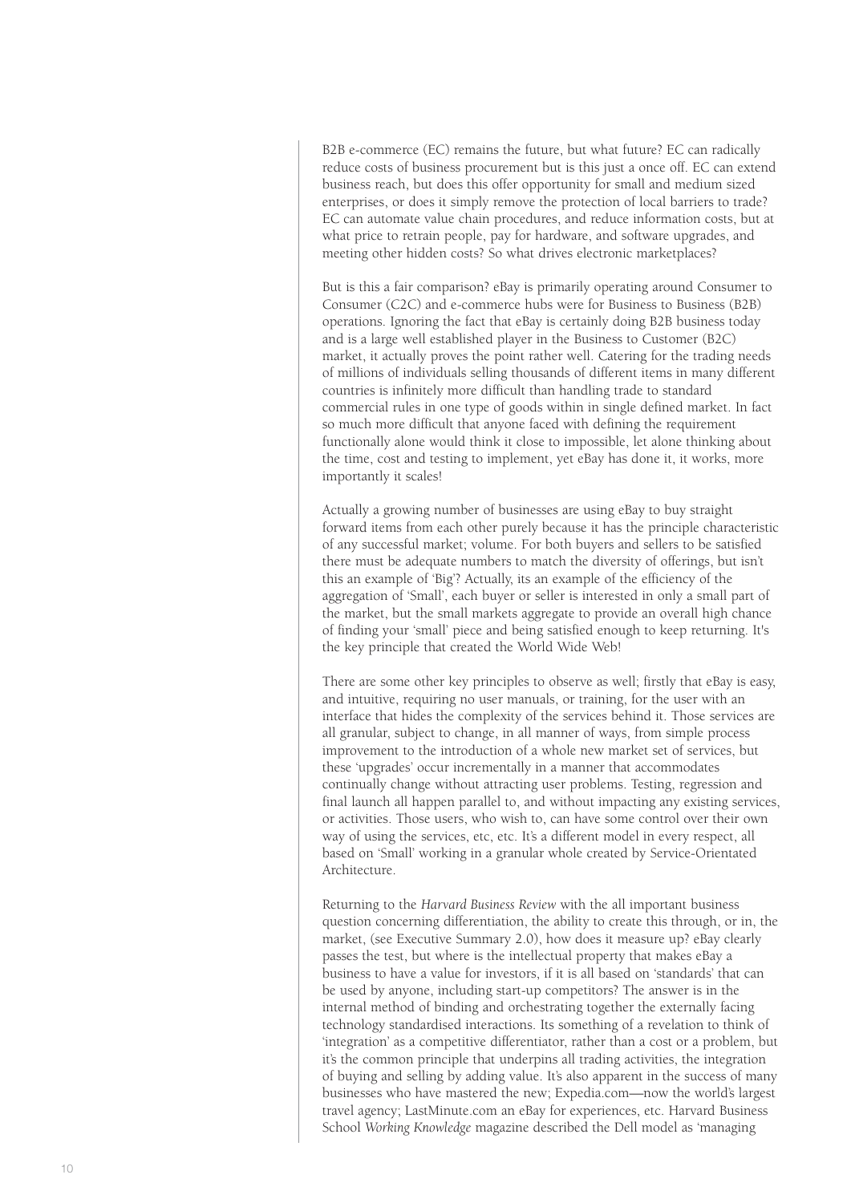B2B e-commerce (EC) remains the future, but what future? EC can radically reduce costs of business procurement but is this just a once off. EC can extend business reach, but does this offer opportunity for small and medium sized enterprises, or does it simply remove the protection of local barriers to trade? EC can automate value chain procedures, and reduce information costs, but at what price to retrain people, pay for hardware, and software upgrades, and meeting other hidden costs? So what drives electronic marketplaces?

But is this a fair comparison? eBay is primarily operating around Consumer to Consumer (C2C) and e-commerce hubs were for Business to Business (B2B) operations. Ignoring the fact that eBay is certainly doing B2B business today and is a large well established player in the Business to Customer (B2C) market, it actually proves the point rather well. Catering for the trading needs of millions of individuals selling thousands of different items in many different countries is infinitely more difficult than handling trade to standard commercial rules in one type of goods within in single defined market. In fact so much more difficult that anyone faced with defining the requirement functionally alone would think it close to impossible, let alone thinking about the time, cost and testing to implement, yet eBay has done it, it works, more importantly it scales!

Actually a growing number of businesses are using eBay to buy straight forward items from each other purely because it has the principle characteristic of any successful market; volume. For both buyers and sellers to be satisfied there must be adequate numbers to match the diversity of offerings, but isn't this an example of 'Big'? Actually, its an example of the efficiency of the aggregation of 'Small', each buyer or seller is interested in only a small part of the market, but the small markets aggregate to provide an overall high chance of finding your 'small' piece and being satisfied enough to keep returning. It's the key principle that created the World Wide Web!

There are some other key principles to observe as well; firstly that eBay is easy, and intuitive, requiring no user manuals, or training, for the user with an interface that hides the complexity of the services behind it. Those services are all granular, subject to change, in all manner of ways, from simple process improvement to the introduction of a whole new market set of services, but these 'upgrades' occur incrementally in a manner that accommodates continually change without attracting user problems. Testing, regression and final launch all happen parallel to, and without impacting any existing services, or activities. Those users, who wish to, can have some control over their own way of using the services, etc, etc. It's a different model in every respect, all based on 'Small' working in a granular whole created by Service-Orientated Architecture.

Returning to the *Harvard Business Review* with the all important business question concerning differentiation, the ability to create this through, or in, the market, (see Executive Summary 2.0), how does it measure up? eBay clearly passes the test, but where is the intellectual property that makes eBay a business to have a value for investors, if it is all based on 'standards' that can be used by anyone, including start-up competitors? The answer is in the internal method of binding and orchestrating together the externally facing technology standardised interactions. Its something of a revelation to think of 'integration' as a competitive differentiator, rather than a cost or a problem, but it's the common principle that underpins all trading activities, the integration of buying and selling by adding value. It's also apparent in the success of many businesses who have mastered the new; Expedia.com—now the world's largest travel agency; LastMinute.com an eBay for experiences, etc. Harvard Business School *Working Knowledge* magazine described the Dell model as 'managing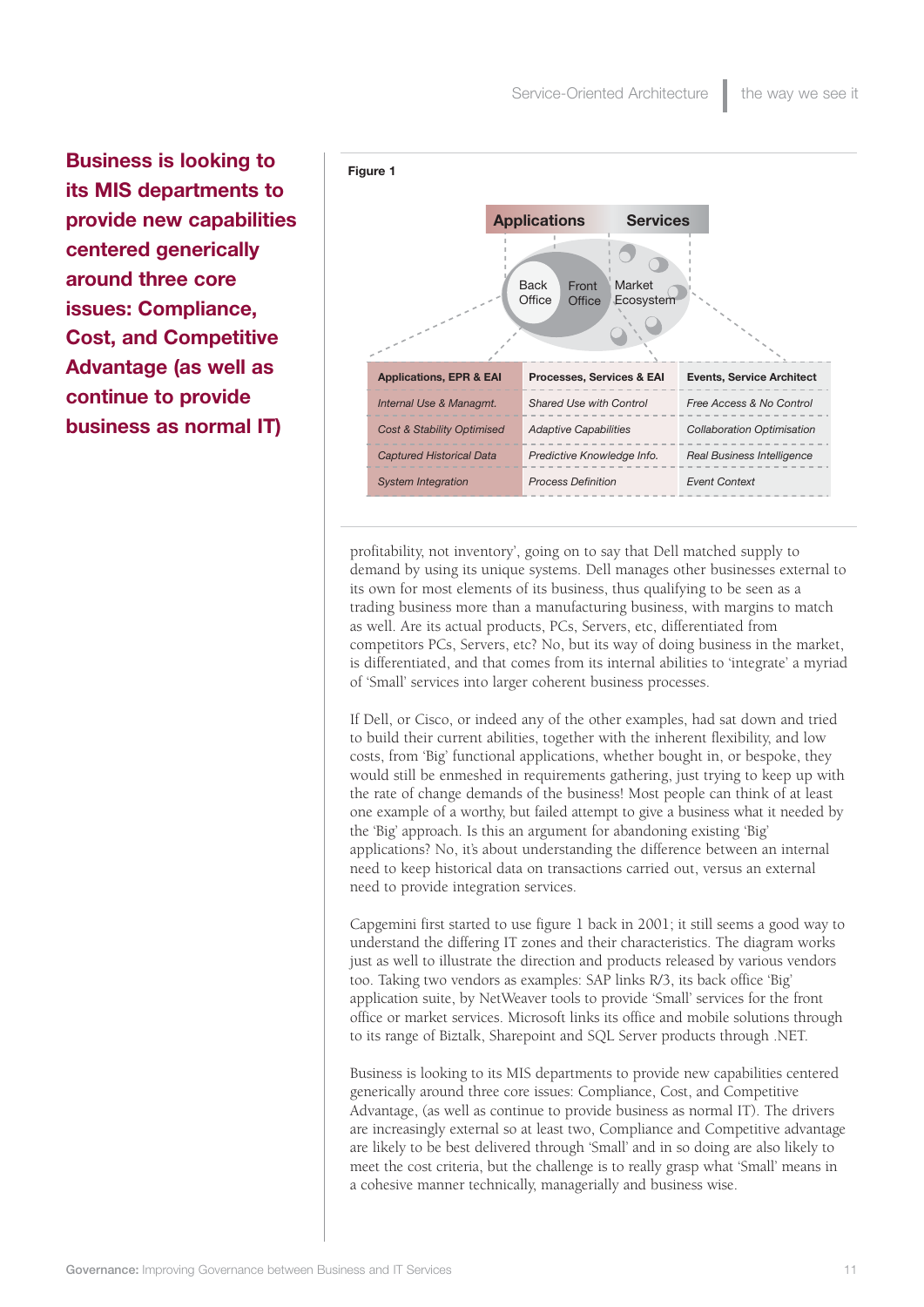**Business is looking to its MIS departments to provide new capabilities centered generically around three core issues: Compliance, Cost, and Competitive Advantage (as well as continue to provide business as normal IT)**

**Figure 1**

Applications | Services

Back Office | Front Office | Market Ecosystem

| Applications, EPR & EAI | Processes, Services & EAI | Events, Service Architect |
|---|---|---|
| *Internal Use & Managmt.* | *Shared Use with Control* | *Free Access & No Control* |
| *Cost & Stability Optimised* | *Adaptive Capabilities* | *Collaboration Optimisation* |
| *Captured Historical Data* | *Predictive Knowledge Info.* | *Real Business Intelligence* |
| *System Integration* | *Process Definition* | *Event Context* |

profitability, not inventory', going on to say that Dell matched supply to demand by using its unique systems. Dell manages other businesses external to its own for most elements of its business, thus qualifying to be seen as a trading business more than a manufacturing business, with margins to match as well. Are its actual products, PCs, Servers, etc, differentiated from competitors PCs, Servers, etc? No, but its way of doing business in the market, is differentiated, and that comes from its internal abilities to 'integrate' a myriad of 'Small' services into larger coherent business processes.

If Dell, or Cisco, or indeed any of the other examples, had sat down and tried to build their current abilities, together with the inherent flexibility, and low costs, from 'Big' functional applications, whether bought in, or bespoke, they would still be enmeshed in requirements gathering, just trying to keep up with the rate of change demands of the business! Most people can think of at least one example of a worthy, but failed attempt to give a business what it needed by the 'Big' approach. Is this an argument for abandoning existing 'Big' applications? No, it's about understanding the difference between an internal need to keep historical data on transactions carried out, versus an external need to provide integration services.

Capgemini first started to use figure 1 back in 2001; it still seems a good way to understand the differing IT zones and their characteristics. The diagram works just as well to illustrate the direction and products released by various vendors too. Taking two vendors as examples: SAP links R/3, its back office 'Big' application suite, by NetWeaver tools to provide 'Small' services for the front office or market services. Microsoft links its office and mobile solutions through to its range of Biztalk, Sharepoint and SQL Server products through .NET.

Business is looking to its MIS departments to provide new capabilities centered generically around three core issues: Compliance, Cost, and Competitive Advantage, (as well as continue to provide business as normal IT). The drivers are increasingly external so at least two, Compliance and Competitive advantage are likely to be best delivered through 'Small' and in so doing are also likely to meet the cost criteria, but the challenge is to really grasp what 'Small' means in a cohesive manner technically, managerially and business wise.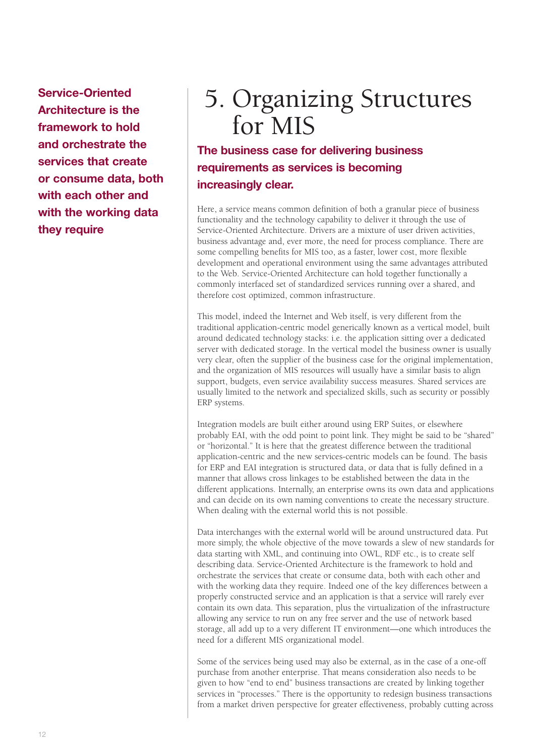**Service-Oriented Architecture is the framework to hold and orchestrate the services that create or consume data, both with each other and with the working data they require**

# 5. Organizing Structures for MIS

## The business case for delivering business requirements as services is becoming increasingly clear.

Here, a service means common definition of both a granular piece of business functionality and the technology capability to deliver it through the use of Service-Oriented Architecture. Drivers are a mixture of user driven activities, business advantage and, ever more, the need for process compliance. There are some compelling benefits for MIS too, as a faster, lower cost, more flexible development and operational environment using the same advantages attributed to the Web. Service-Oriented Architecture can hold together functionally a commonly interfaced set of standardized services running over a shared, and therefore cost optimized, common infrastructure.

This model, indeed the Internet and Web itself, is very different from the traditional application-centric model generically known as a vertical model, built around dedicated technology stacks: i.e. the application sitting over a dedicated server with dedicated storage. In the vertical model the business owner is usually very clear, often the supplier of the business case for the original implementation, and the organization of MIS resources will usually have a similar basis to align support, budgets, even service availability success measures. Shared services are usually limited to the network and specialized skills, such as security or possibly ERP systems.

Integration models are built either around using ERP Suites, or elsewhere probably EAI, with the odd point to point link. They might be said to be "shared" or "horizontal." It is here that the greatest difference between the traditional application-centric and the new services-centric models can be found. The basis for ERP and EAI integration is structured data, or data that is fully defined in a manner that allows cross linkages to be established between the data in the different applications. Internally, an enterprise owns its own data and applications and can decide on its own naming conventions to create the necessary structure. When dealing with the external world this is not possible.

Data interchanges with the external world will be around unstructured data. Put more simply, the whole objective of the move towards a slew of new standards for data starting with XML, and continuing into OWL, RDF etc., is to create self describing data. Service-Oriented Architecture is the framework to hold and orchestrate the services that create or consume data, both with each other and with the working data they require. Indeed one of the key differences between a properly constructed service and an application is that a service will rarely ever contain its own data. This separation, plus the virtualization of the infrastructure allowing any service to run on any free server and the use of network based storage, all add up to a very different IT environment—one which introduces the need for a different MIS organizational model.

Some of the services being used may also be external, as in the case of a one-off purchase from another enterprise. That means consideration also needs to be given to how "end to end" business transactions are created by linking together services in "processes." There is the opportunity to redesign business transactions from a market driven perspective for greater effectiveness, probably cutting across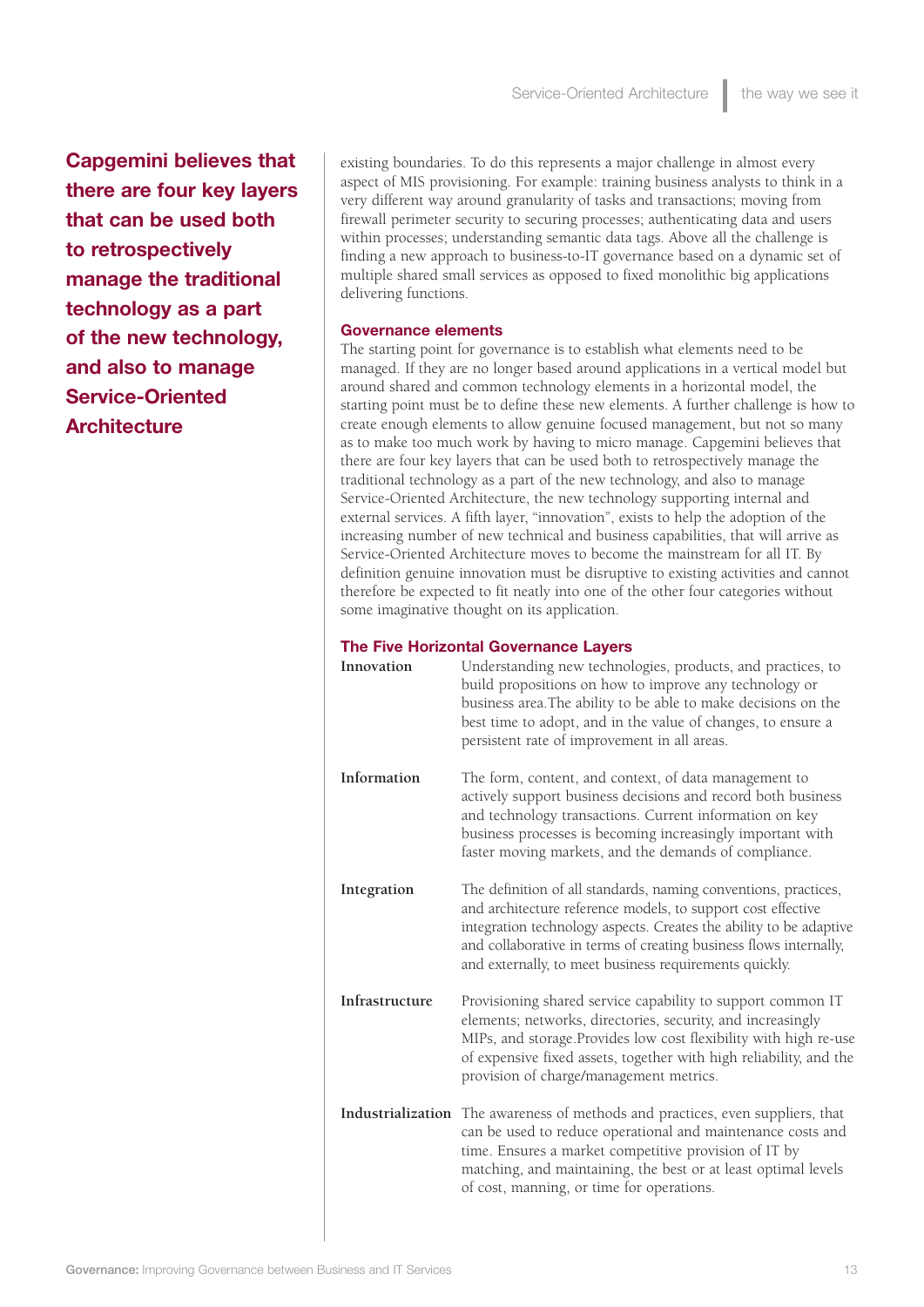**Capgemini believes that there are four key layers that can be used both to retrospectively manage the traditional technology as a part of the new technology, and also to manage Service-Oriented Architecture**

existing boundaries. To do this represents a major challenge in almost every aspect of MIS provisioning. For example: training business analysts to think in a very different way around granularity of tasks and transactions; moving from firewall perimeter security to securing processes; authenticating data and users within processes; understanding semantic data tags. Above all the challenge is finding a new approach to business-to-IT governance based on a dynamic set of multiple shared small services as opposed to fixed monolithic big applications delivering functions.

### Governance elements

The starting point for governance is to establish what elements need to be managed. If they are no longer based around applications in a vertical model but around shared and common technology elements in a horizontal model, the starting point must be to define these new elements. A further challenge is how to create enough elements to allow genuine focused management, but not so many as to make too much work by having to micro manage. Capgemini believes that there are four key layers that can be used both to retrospectively manage the traditional technology as a part of the new technology, and also to manage Service-Oriented Architecture, the new technology supporting internal and external services. A fifth layer, "innovation", exists to help the adoption of the increasing number of new technical and business capabilities, that will arrive as Service-Oriented Architecture moves to become the mainstream for all IT. By definition genuine innovation must be disruptive to existing activities and cannot therefore be expected to fit neatly into one of the other four categories without some imaginative thought on its application.

### The Five Horizontal Governance Layers

| | |
|---|---|
| **Innovation** | Understanding new technologies, products, and practices, to build propositions on how to improve any technology or business area.The ability to be able to make decisions on the best time to adopt, and in the value of changes, to ensure a persistent rate of improvement in all areas. |
| **Information** | The form, content, and context, of data management to actively support business decisions and record both business and technology transactions. Current information on key business processes is becoming increasingly important with faster moving markets, and the demands of compliance. |
| **Integration** | The definition of all standards, naming conventions, practices, and architecture reference models, to support cost effective integration technology aspects. Creates the ability to be adaptive and collaborative in terms of creating business flows internally, and externally, to meet business requirements quickly. |
| **Infrastructure** | Provisioning shared service capability to support common IT elements; networks, directories, security, and increasingly MIPs, and storage.Provides low cost flexibility with high re-use of expensive fixed assets, together with high reliability, and the provision of charge/management metrics. |
| **Industrialization** | The awareness of methods and practices, even suppliers, that can be used to reduce operational and maintenance costs and time. Ensures a market competitive provision of IT by matching, and maintaining, the best or at least optimal levels of cost, manning, or time for operations. |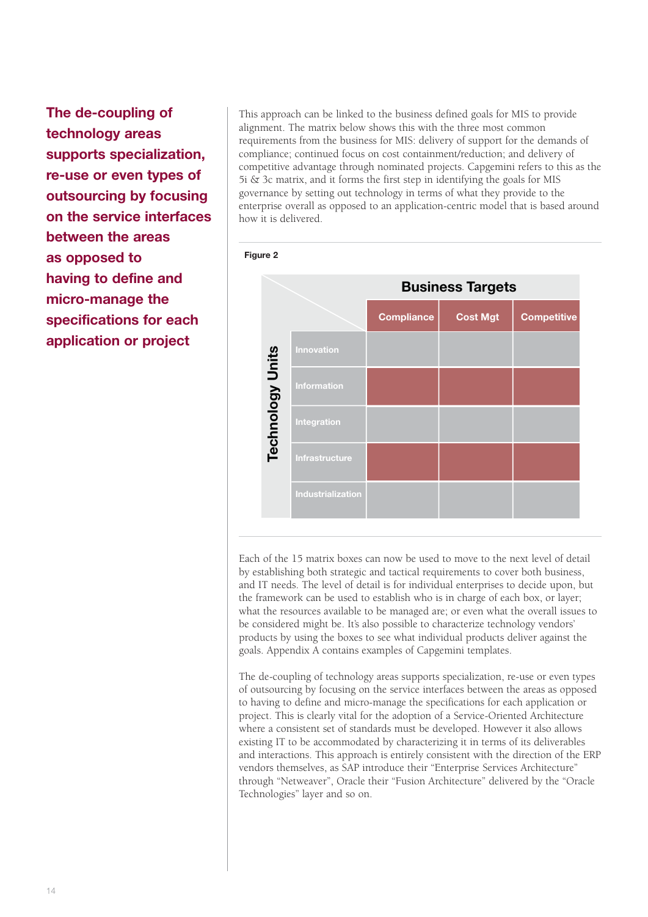**The de-coupling of technology areas supports specialization, re-use or even types of outsourcing by focusing on the service interfaces between the areas as opposed to having to define and micro-manage the specifications for each application or project**

This approach can be linked to the business defined goals for MIS to provide alignment. The matrix below shows this with the three most common requirements from the business for MIS: delivery of support for the demands of compliance; continued focus on cost containment/reduction; and delivery of competitive advantage through nominated projects. Capgemini refers to this as the 5i & 3c matrix, and it forms the first step in identifying the goals for MIS governance by setting out technology in terms of what they provide to the enterprise overall as opposed to an application-centric model that is based around how it is delivered.

**Figure 2**

| Technology Units \ Business Targets | Compliance | Cost Mgt | Competitive |
|---|---|---|---|
| Innovation | | | |
| Information | | | |
| Integration | | | |
| Infrastructure | | | |
| Industrialization | | | |

Each of the 15 matrix boxes can now be used to move to the next level of detail by establishing both strategic and tactical requirements to cover both business, and IT needs. The level of detail is for individual enterprises to decide upon, but the framework can be used to establish who is in charge of each box, or layer; what the resources available to be managed are; or even what the overall issues to be considered might be. It's also possible to characterize technology vendors' products by using the boxes to see what individual products deliver against the goals. Appendix A contains examples of Capgemini templates.

The de-coupling of technology areas supports specialization, re-use or even types of outsourcing by focusing on the service interfaces between the areas as opposed to having to define and micro-manage the specifications for each application or project. This is clearly vital for the adoption of a Service-Oriented Architecture where a consistent set of standards must be developed. However it also allows existing IT to be accommodated by characterizing it in terms of its deliverables and interactions. This approach is entirely consistent with the direction of the ERP vendors themselves, as SAP introduce their "Enterprise Services Architecture" through "Netweaver", Oracle their "Fusion Architecture" delivered by the "Oracle Technologies" layer and so on.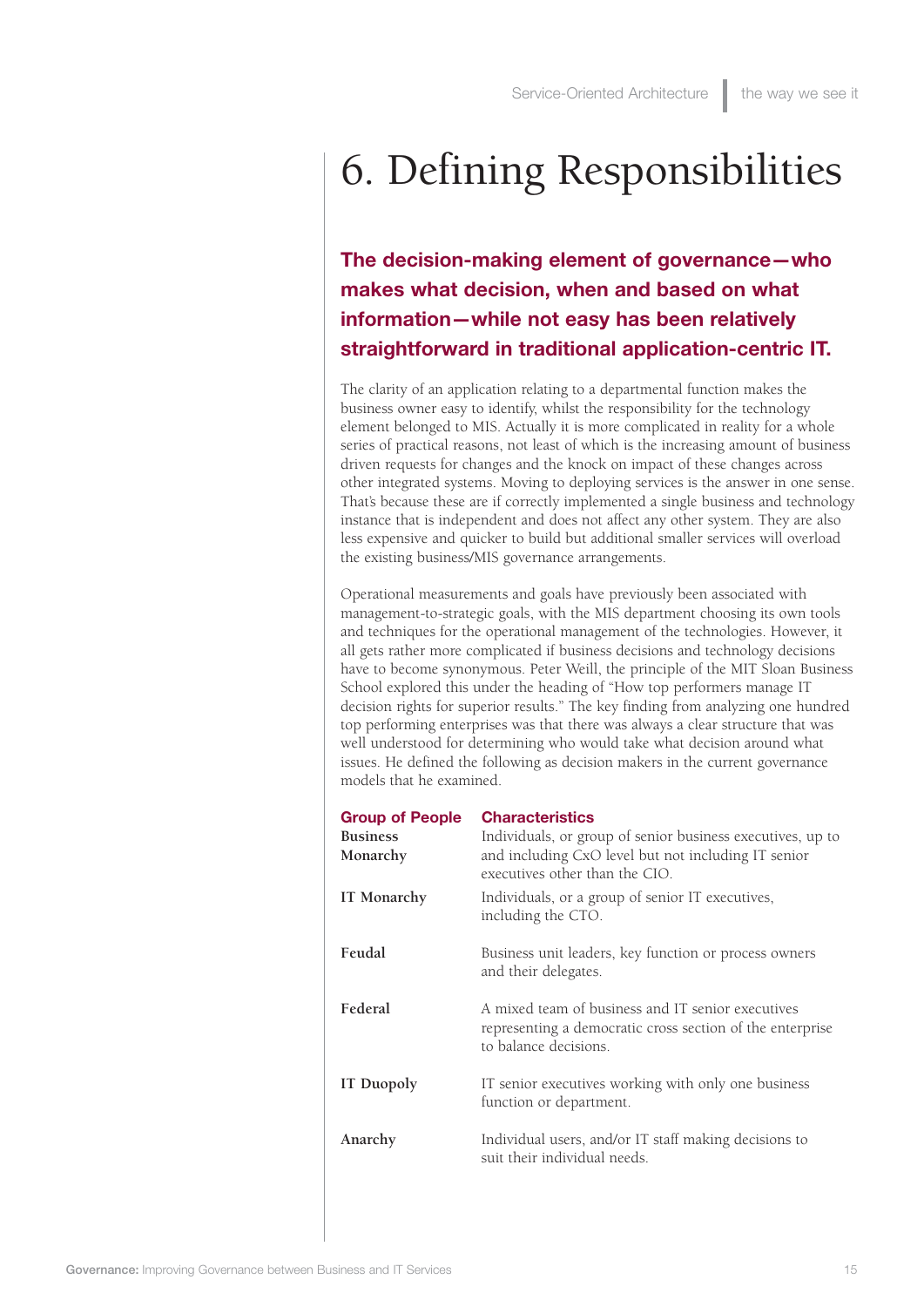# 6. Defining Responsibilities

**The decision-making element of governance—who makes what decision, when and based on what information—while not easy has been relatively straightforward in traditional application-centric IT.**

The clarity of an application relating to a departmental function makes the business owner easy to identify, whilst the responsibility for the technology element belonged to MIS. Actually it is more complicated in reality for a whole series of practical reasons, not least of which is the increasing amount of business driven requests for changes and the knock on impact of these changes across other integrated systems. Moving to deploying services is the answer in one sense. That's because these are if correctly implemented a single business and technology instance that is independent and does not affect any other system. They are also less expensive and quicker to build but additional smaller services will overload the existing business/MIS governance arrangements.

Operational measurements and goals have previously been associated with management-to-strategic goals, with the MIS department choosing its own tools and techniques for the operational management of the technologies. However, it all gets rather more complicated if business decisions and technology decisions have to become synonymous. Peter Weill, the principle of the MIT Sloan Business School explored this under the heading of "How top performers manage IT decision rights for superior results." The key finding from analyzing one hundred top performing enterprises was that there was always a clear structure that was well understood for determining who would take what decision around what issues. He defined the following as decision makers in the current governance models that he examined.

| Group of People | Characteristics |
|---|---|
| **Business Monarchy** | Individuals, or group of senior business executives, up to and including CxO level but not including IT senior executives other than the CIO. |
| **IT Monarchy** | Individuals, or a group of senior IT executives, including the CTO. |
| **Feudal** | Business unit leaders, key function or process owners and their delegates. |
| **Federal** | A mixed team of business and IT senior executives representing a democratic cross section of the enterprise to balance decisions. |
| **IT Duopoly** | IT senior executives working with only one business function or department. |
| **Anarchy** | Individual users, and/or IT staff making decisions to suit their individual needs. |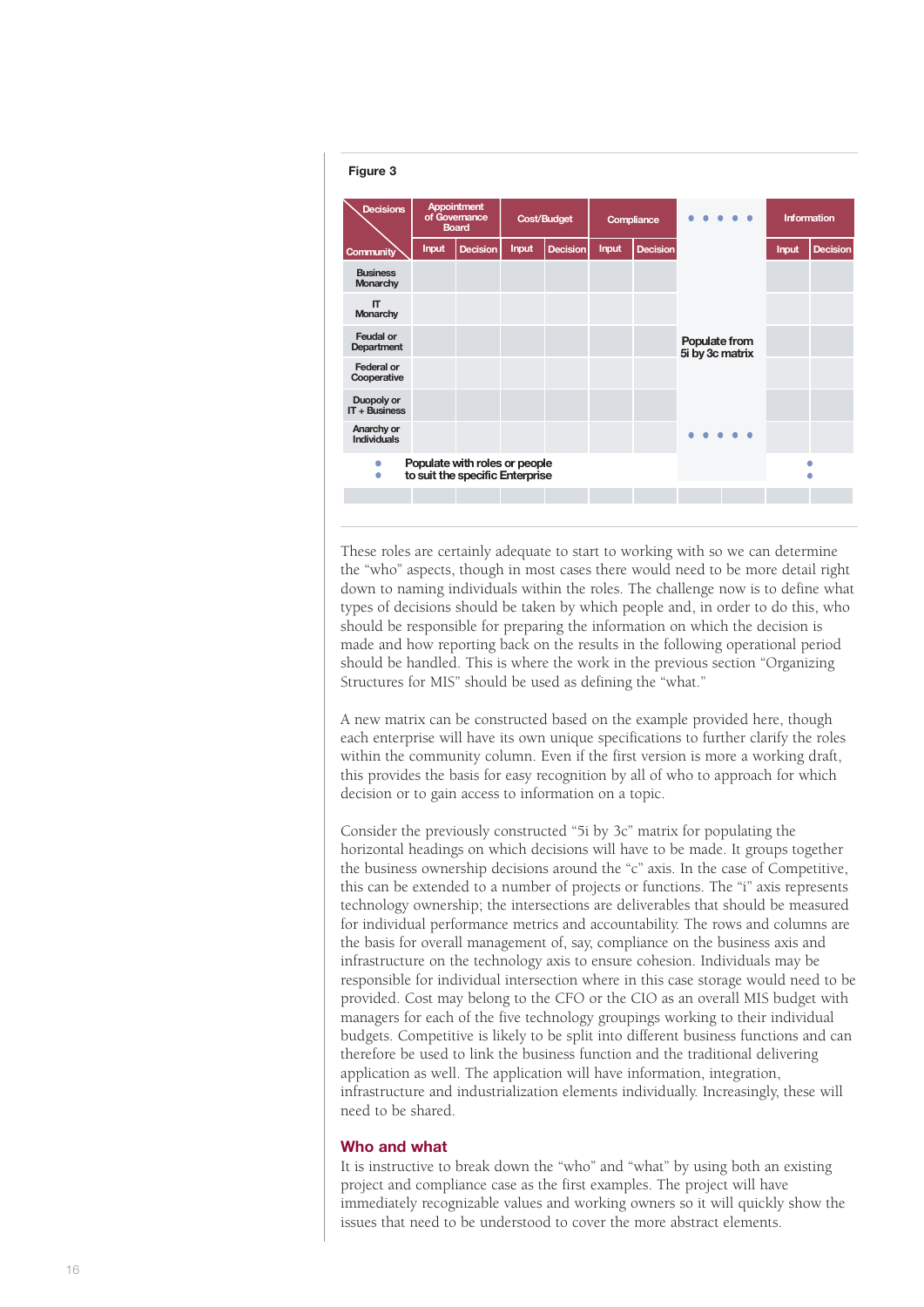**Figure 3**

| Decisions / Community | Appointment of Governance Board | | Cost/Budget | | Compliance | | • • • • • | | Information | |
|---|---|---|---|---|---|---|---|---|---|---|
| | Input | Decision | Input | Decision | Input | Decision | | | Input | Decision |
| Business Monarchy | | | | | | | | | | |
| IT Monarchy | | | | | | | | | | |
| Feudal or Department | | | | | | | Populate from 5i by 3c matrix | | | |
| Federal or Cooperative | | | | | | | | | | |
| Duopoly or IT + Business | | | | | | | | | | |
| Anarchy or Individuals | | | | | | | • • • • • | | | |
| • • | Populate with roles or people to suit the specific Enterprise | | | | | | | | • • | |

These roles are certainly adequate to start to working with so we can determine the "who" aspects, though in most cases there would need to be more detail right down to naming individuals within the roles. The challenge now is to define what types of decisions should be taken by which people and, in order to do this, who should be responsible for preparing the information on which the decision is made and how reporting back on the results in the following operational period should be handled. This is where the work in the previous section "Organizing Structures for MIS" should be used as defining the "what."

A new matrix can be constructed based on the example provided here, though each enterprise will have its own unique specifications to further clarify the roles within the community column. Even if the first version is more a working draft, this provides the basis for easy recognition by all of who to approach for which decision or to gain access to information on a topic.

Consider the previously constructed "5i by 3c" matrix for populating the horizontal headings on which decisions will have to be made. It groups together the business ownership decisions around the "c" axis. In the case of Competitive, this can be extended to a number of projects or functions. The "i" axis represents technology ownership; the intersections are deliverables that should be measured for individual performance metrics and accountability. The rows and columns are the basis for overall management of, say, compliance on the business axis and infrastructure on the technology axis to ensure cohesion. Individuals may be responsible for individual intersection where in this case storage would need to be provided. Cost may belong to the CFO or the CIO as an overall MIS budget with managers for each of the five technology groupings working to their individual budgets. Competitive is likely to be split into different business functions and can therefore be used to link the business function and the traditional delivering application as well. The application will have information, integration, infrastructure and industrialization elements individually. Increasingly, these will need to be shared.

## Who and what

It is instructive to break down the "who" and "what" by using both an existing project and compliance case as the first examples. The project will have immediately recognizable values and working owners so it will quickly show the issues that need to be understood to cover the more abstract elements.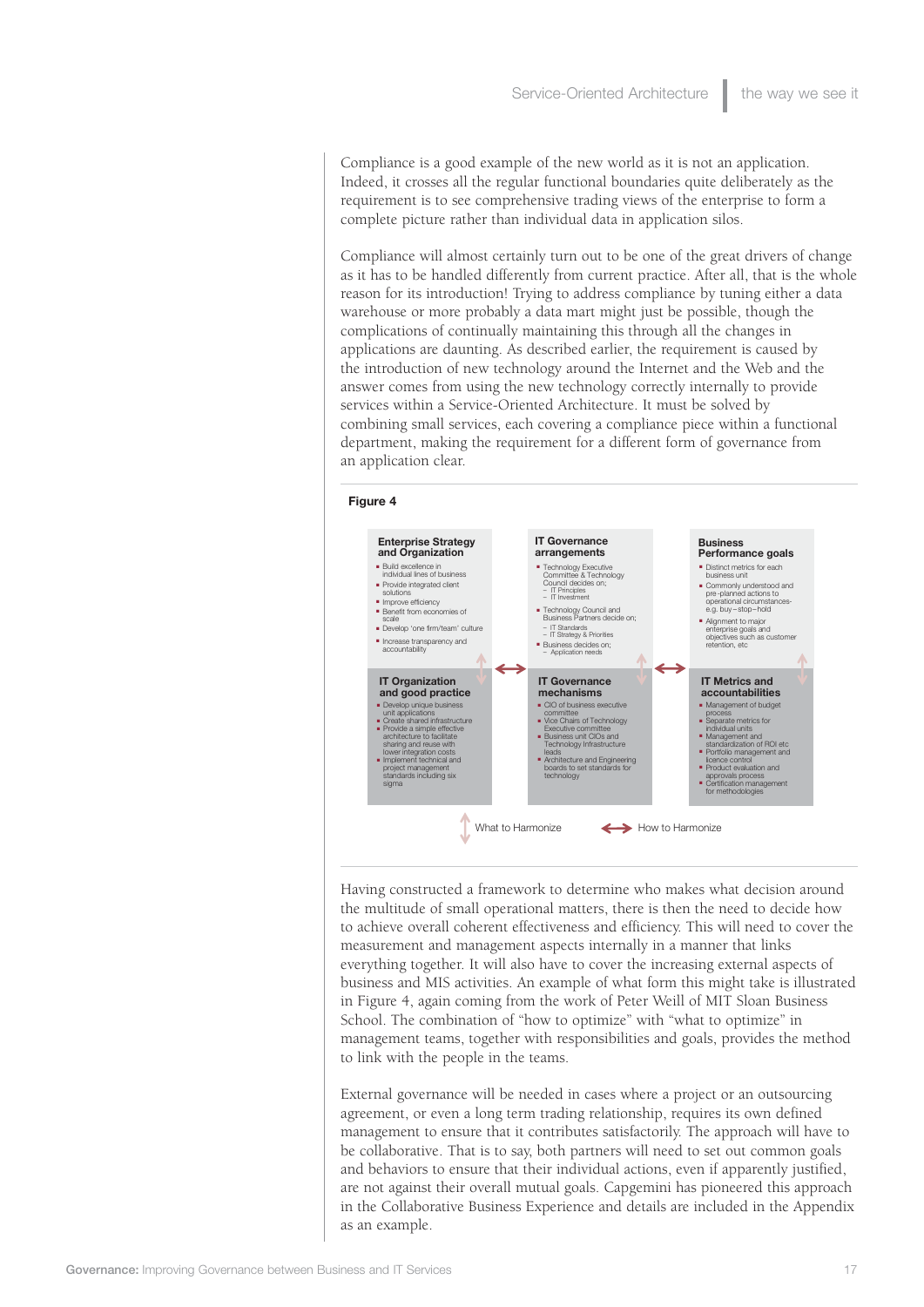Compliance is a good example of the new world as it is not an application. Indeed, it crosses all the regular functional boundaries quite deliberately as the requirement is to see comprehensive trading views of the enterprise to form a complete picture rather than individual data in application silos.

Compliance will almost certainly turn out to be one of the great drivers of change as it has to be handled differently from current practice. After all, that is the whole reason for its introduction! Trying to address compliance by tuning either a data warehouse or more probably a data mart might just be possible, though the complications of continually maintaining this through all the changes in applications are daunting. As described earlier, the requirement is caused by the introduction of new technology around the Internet and the Web and the answer comes from using the new technology correctly internally to provide services within a Service-Oriented Architecture. It must be solved by combining small services, each covering a compliance piece within a functional department, making the requirement for a different form of governance from an application clear.

**Figure 4**

**Enterprise Strategy and Organization**
- Build excellence in individual lines of business
- Provide integrated client solutions
- Improve efficiency
- Benefit from economies of scale
- Develop 'one firm/team' culture
- Increase transparency and accountability

**IT Governance arrangements**
- Technology Executive Committee & Technology Council decides on;
  - IT Principles
  - IT Investment
- Technology Council and Business Partners decide on;
  - IT Standards
  - IT Strategy & Priorities
- Business decides on;
  - Application needs

**Business Performance goals**
- Distinct metrics for each business unit
- Commonly understood and pre-planned actions to operational circumstances- e.g. buy–stop–hold
- Alignment to major enterprise goals and objectives such as customer retention, etc

**IT Organization and good practice**
- Develop unique business unit applications
- Create shared infrastructure
- Provide a simple effective architecture to facilitate sharing and reuse with lower integration costs
- Implement technical and project management standards including six sigma

**IT Governance mechanisms**
- CIO of business executive committee
- Vice Chairs of Technology Executive committee
- Business unit CIOs and Technology Infrastructure leads
- Architecture and Engineering boards to set standards for technology

**IT Metrics and accountabilities**
- Management of budget process
- Separate metrics for individual units
- Management and standardization of ROI etc
- Portfolio management and licence control
- Product evaluation and approvals process
- Certification management for methodologies

What to Harmonize ↕ How to Harmonize ↔

Having constructed a framework to determine who makes what decision around the multitude of small operational matters, there is then the need to decide how to achieve overall coherent effectiveness and efficiency. This will need to cover the measurement and management aspects internally in a manner that links everything together. It will also have to cover the increasing external aspects of business and MIS activities. An example of what form this might take is illustrated in Figure 4, again coming from the work of Peter Weill of MIT Sloan Business School. The combination of "how to optimize" with "what to optimize" in management teams, together with responsibilities and goals, provides the method to link with the people in the teams.

External governance will be needed in cases where a project or an outsourcing agreement, or even a long term trading relationship, requires its own defined management to ensure that it contributes satisfactorily. The approach will have to be collaborative. That is to say, both partners will need to set out common goals and behaviors to ensure that their individual actions, even if apparently justified, are not against their overall mutual goals. Capgemini has pioneered this approach in the Collaborative Business Experience and details are included in the Appendix as an example.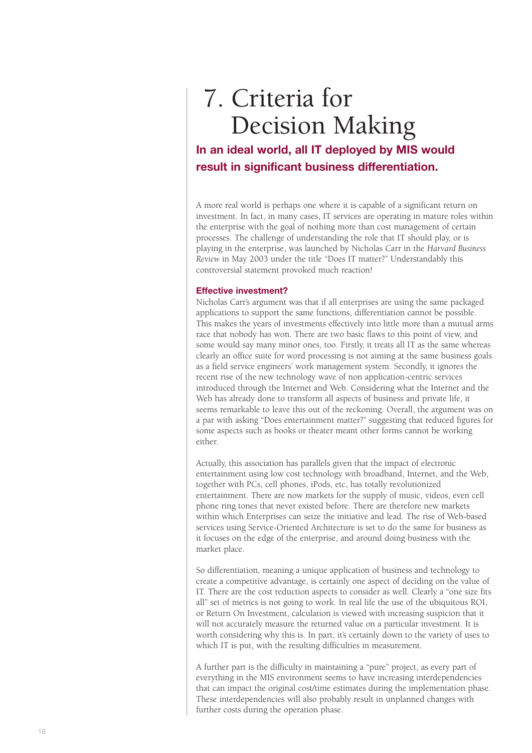# 7. Criteria for Decision Making

**In an ideal world, all IT deployed by MIS would result in significant business differentiation.**

A more real world is perhaps one where it is capable of a significant return on investment. In fact, in many cases, IT services are operating in mature roles within the enterprise with the goal of nothing more than cost management of certain processes. The challenge of understanding the role that IT should play, or is playing in the enterprise, was launched by Nicholas Carr in the *Harvard Business Review* in May 2003 under the title "Does IT matter?" Understandably this controversial statement provoked much reaction!

### Effective investment?

Nicholas Carr's argument was that if all enterprises are using the same packaged applications to support the same functions, differentiation cannot be possible. This makes the years of investments effectively into little more than a mutual arms race that nobody has won. There are two basic flaws to this point of view, and some would say many minor ones, too. Firstly, it treats all IT as the same whereas clearly an office suite for word processing is not aiming at the same business goals as a field service engineers' work management system. Secondly, it ignores the recent rise of the new technology wave of non application-centric services introduced through the Internet and Web. Considering what the Internet and the Web has already done to transform all aspects of business and private life, it seems remarkable to leave this out of the reckoning. Overall, the argument was on a par with asking "Does entertainment matter?" suggesting that reduced figures for some aspects such as books or theater meant other forms cannot be working either.

Actually, this association has parallels given that the impact of electronic entertainment using low cost technology with broadband, Internet, and the Web, together with PCs, cell phones, iPods, etc, has totally revolutionized entertainment. There are now markets for the supply of music, videos, even cell phone ring tones that never existed before. There are therefore new markets within which Enterprises can seize the initiative and lead. The rise of Web-based services using Service-Oriented Architecture is set to do the same for business as it focuses on the edge of the enterprise, and around doing business with the market place.

So differentiation, meaning a unique application of business and technology to create a competitive advantage, is certainly one aspect of deciding on the value of IT. There are the cost reduction aspects to consider as well. Clearly a "one size fits all" set of metrics is not going to work. In real life the use of the ubiquitous ROI, or Return On Investment, calculation is viewed with increasing suspicion that it will not accurately measure the returned value on a particular investment. It is worth considering why this is. In part, it's certainly down to the variety of uses to which IT is put, with the resulting difficulties in measurement.

A further part is the difficulty in maintaining a "pure" project, as every part of everything in the MIS environment seems to have increasing interdependencies that can impact the original cost/time estimates during the implementation phase. These interdependencies will also probably result in unplanned changes with further costs during the operation phase.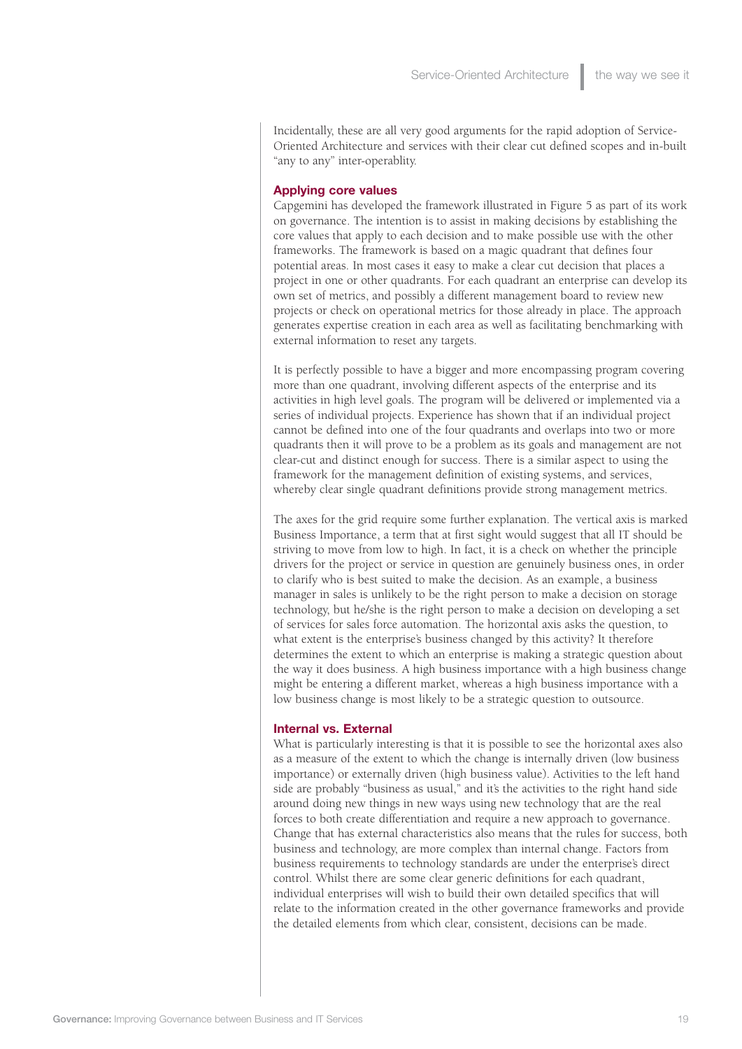Incidentally, these are all very good arguments for the rapid adoption of Service-Oriented Architecture and services with their clear cut defined scopes and in-built "any to any" inter-operablity.

### Applying core values

Capgemini has developed the framework illustrated in Figure 5 as part of its work on governance. The intention is to assist in making decisions by establishing the core values that apply to each decision and to make possible use with the other frameworks. The framework is based on a magic quadrant that defines four potential areas. In most cases it easy to make a clear cut decision that places a project in one or other quadrants. For each quadrant an enterprise can develop its own set of metrics, and possibly a different management board to review new projects or check on operational metrics for those already in place. The approach generates expertise creation in each area as well as facilitating benchmarking with external information to reset any targets.

It is perfectly possible to have a bigger and more encompassing program covering more than one quadrant, involving different aspects of the enterprise and its activities in high level goals. The program will be delivered or implemented via a series of individual projects. Experience has shown that if an individual project cannot be defined into one of the four quadrants and overlaps into two or more quadrants then it will prove to be a problem as its goals and management are not clear-cut and distinct enough for success. There is a similar aspect to using the framework for the management definition of existing systems, and services, whereby clear single quadrant definitions provide strong management metrics.

The axes for the grid require some further explanation. The vertical axis is marked Business Importance, a term that at first sight would suggest that all IT should be striving to move from low to high. In fact, it is a check on whether the principle drivers for the project or service in question are genuinely business ones, in order to clarify who is best suited to make the decision. As an example, a business manager in sales is unlikely to be the right person to make a decision on storage technology, but he/she is the right person to make a decision on developing a set of services for sales force automation. The horizontal axis asks the question, to what extent is the enterprise's business changed by this activity? It therefore determines the extent to which an enterprise is making a strategic question about the way it does business. A high business importance with a high business change might be entering a different market, whereas a high business importance with a low business change is most likely to be a strategic question to outsource.

### Internal vs. External

What is particularly interesting is that it is possible to see the horizontal axes also as a measure of the extent to which the change is internally driven (low business importance) or externally driven (high business value). Activities to the left hand side are probably "business as usual," and it's the activities to the right hand side around doing new things in new ways using new technology that are the real forces to both create differentiation and require a new approach to governance. Change that has external characteristics also means that the rules for success, both business and technology, are more complex than internal change. Factors from business requirements to technology standards are under the enterprise's direct control. Whilst there are some clear generic definitions for each quadrant, individual enterprises will wish to build their own detailed specifics that will relate to the information created in the other governance frameworks and provide the detailed elements from which clear, consistent, decisions can be made.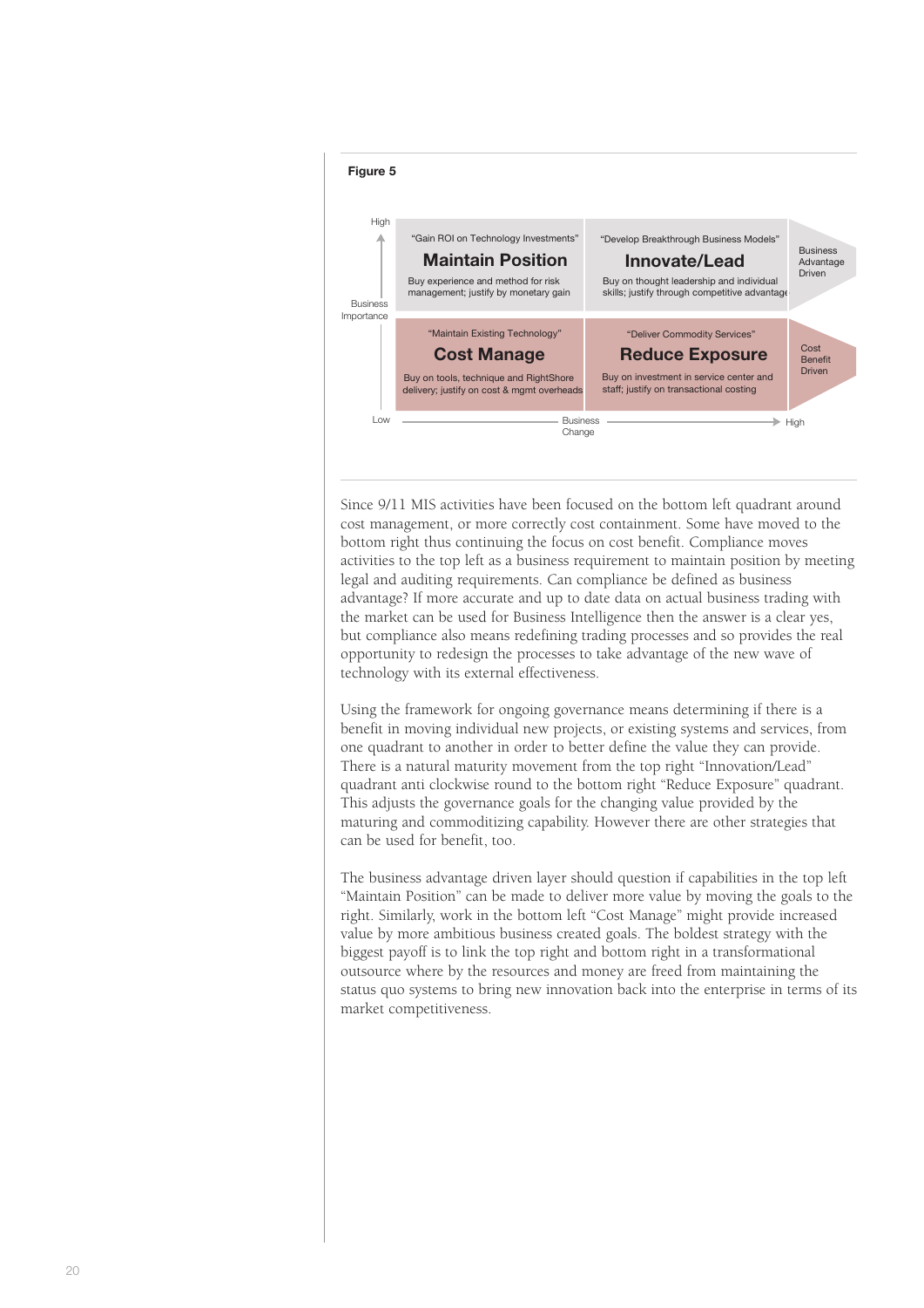**Figure 5**

| | Low → High: Business Change | | |
|---|---|---|---|
| **High Business Importance** | "Gain ROI on Technology Investments" **Maintain Position** Buy experience and method for risk management; justify by monetary gain | "Develop Breakthrough Business Models" **Innovate/Lead** Buy on thought leadership and individual skills; justify through competitive advantage | Business Advantage Driven |
| **Low Business Importance** | "Maintain Existing Technology" **Cost Manage** Buy on tools, technique and RightShore delivery; justify on cost & mgmt overheads | "Deliver Commodity Services" **Reduce Exposure** Buy on investment in service center and staff; justify on transactional costing | Cost Benefit Driven |

Since 9/11 MIS activities have been focused on the bottom left quadrant around cost management, or more correctly cost containment. Some have moved to the bottom right thus continuing the focus on cost benefit. Compliance moves activities to the top left as a business requirement to maintain position by meeting legal and auditing requirements. Can compliance be defined as business advantage? If more accurate and up to date data on actual business trading with the market can be used for Business Intelligence then the answer is a clear yes, but compliance also means redefining trading processes and so provides the real opportunity to redesign the processes to take advantage of the new wave of technology with its external effectiveness.

Using the framework for ongoing governance means determining if there is a benefit in moving individual new projects, or existing systems and services, from one quadrant to another in order to better define the value they can provide. There is a natural maturity movement from the top right "Innovation/Lead" quadrant anti clockwise round to the bottom right "Reduce Exposure" quadrant. This adjusts the governance goals for the changing value provided by the maturing and commoditizing capability. However there are other strategies that can be used for benefit, too.

The business advantage driven layer should question if capabilities in the top left "Maintain Position" can be made to deliver more value by moving the goals to the right. Similarly, work in the bottom left "Cost Manage" might provide increased value by more ambitious business created goals. The boldest strategy with the biggest payoff is to link the top right and bottom right in a transformational outsource where by the resources and money are freed from maintaining the status quo systems to bring new innovation back into the enterprise in terms of its market competitiveness.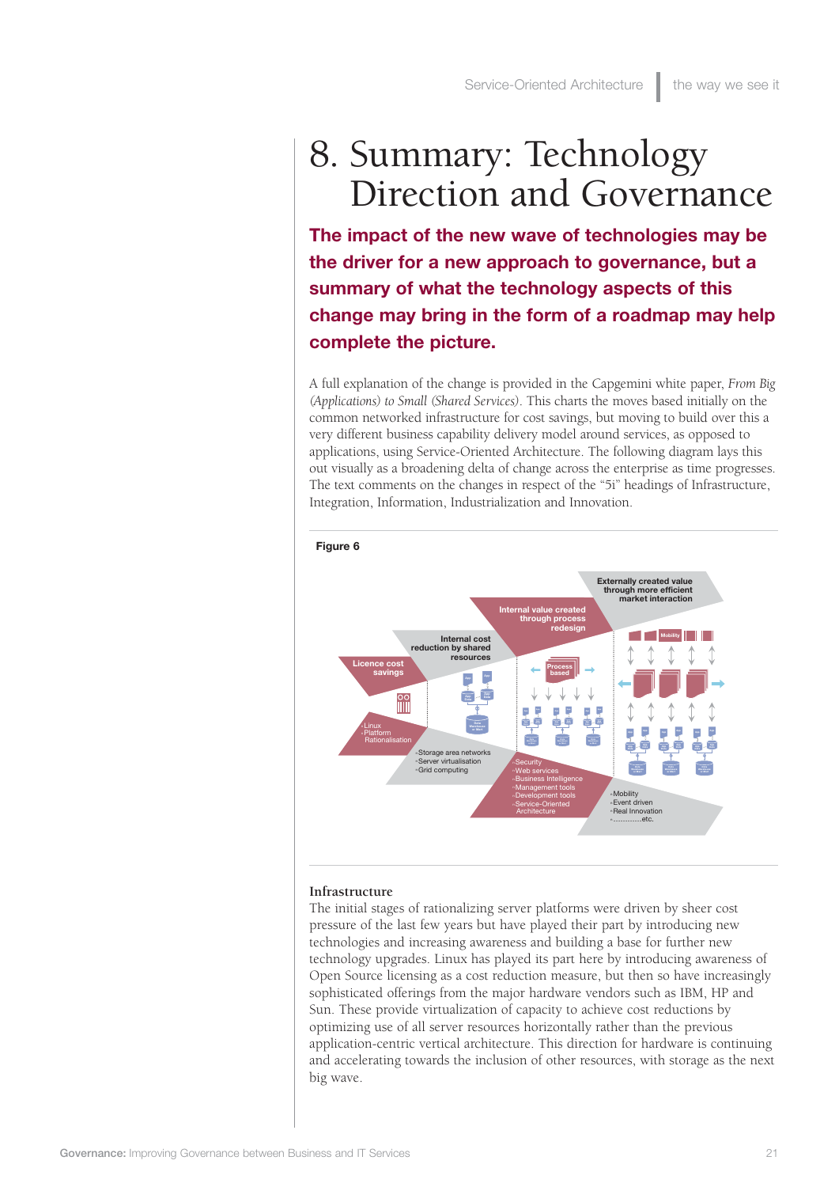# 8. Summary: Technology Direction and Governance

**The impact of the new wave of technologies may be the driver for a new approach to governance, but a summary of what the technology aspects of this change may bring in the form of a roadmap may help complete the picture.**

A full explanation of the change is provided in the Capgemini white paper, *From Big (Applications) to Small (Shared Services)*. This charts the moves based initially on the common networked infrastructure for cost savings, but moving to build over this a very different business capability delivery model around services, as opposed to applications, using Service-Oriented Architecture. The following diagram lays this out visually as a broadening delta of change across the enterprise as time progresses. The text comments on the changes in respect of the "5i" headings of Infrastructure, Integration, Information, Industrialization and Innovation.

**Figure 6**

Licence cost savings

Internal cost reduction by shared resources

Internal value created through process redesign

Externally created value through more efficient market interaction

Process based

Mobility

- Linux
- Platform Rationalisation

- Storage area networks
- Server virtualisation
- Grid computing

- Security
- Web services
- Business Intelligence
- Management tools
- Development tools
- Service-Oriented Architecture

- Mobility
- Event driven
- Real Innovation
- ............etc.

### Infrastructure

The initial stages of rationalizing server platforms were driven by sheer cost pressure of the last few years but have played their part by introducing new technologies and increasing awareness and building a base for further new technology upgrades. Linux has played its part here by introducing awareness of Open Source licensing as a cost reduction measure, but then so have increasingly sophisticated offerings from the major hardware vendors such as IBM, HP and Sun. These provide virtualization of capacity to achieve cost reductions by optimizing use of all server resources horizontally rather than the previous application-centric vertical architecture. This direction for hardware is continuing and accelerating towards the inclusion of other resources, with storage as the next big wave.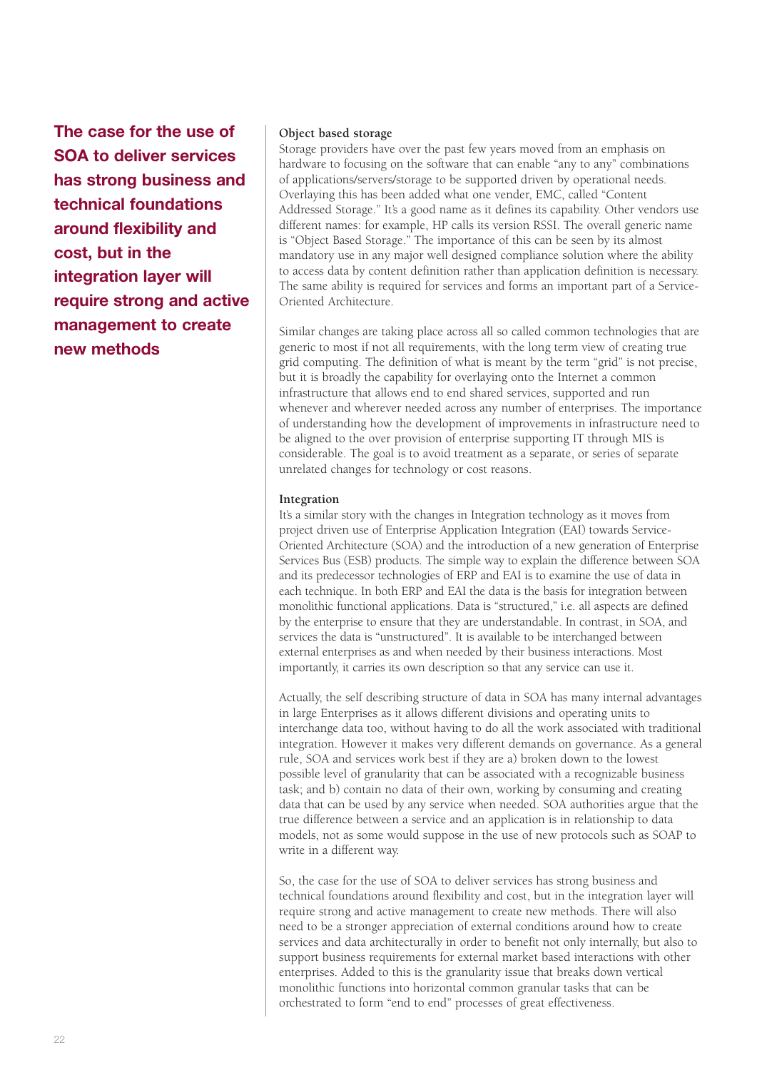**The case for the use of SOA to deliver services has strong business and technical foundations around flexibility and cost, but in the integration layer will require strong and active management to create new methods**

### Object based storage

Storage providers have over the past few years moved from an emphasis on hardware to focusing on the software that can enable "any to any" combinations of applications/servers/storage to be supported driven by operational needs. Overlaying this has been added what one vender, EMC, called "Content Addressed Storage." It's a good name as it defines its capability. Other vendors use different names: for example, HP calls its version RSSI. The overall generic name is "Object Based Storage." The importance of this can be seen by its almost mandatory use in any major well designed compliance solution where the ability to access data by content definition rather than application definition is necessary. The same ability is required for services and forms an important part of a Service-Oriented Architecture.

Similar changes are taking place across all so called common technologies that are generic to most if not all requirements, with the long term view of creating true grid computing. The definition of what is meant by the term "grid" is not precise, but it is broadly the capability for overlaying onto the Internet a common infrastructure that allows end to end shared services, supported and run whenever and wherever needed across any number of enterprises. The importance of understanding how the development of improvements in infrastructure need to be aligned to the over provision of enterprise supporting IT through MIS is considerable. The goal is to avoid treatment as a separate, or series of separate unrelated changes for technology or cost reasons.

### Integration

It's a similar story with the changes in Integration technology as it moves from project driven use of Enterprise Application Integration (EAI) towards Service-Oriented Architecture (SOA) and the introduction of a new generation of Enterprise Services Bus (ESB) products. The simple way to explain the difference between SOA and its predecessor technologies of ERP and EAI is to examine the use of data in each technique. In both ERP and EAI the data is the basis for integration between monolithic functional applications. Data is "structured," i.e. all aspects are defined by the enterprise to ensure that they are understandable. In contrast, in SOA, and services the data is "unstructured". It is available to be interchanged between external enterprises as and when needed by their business interactions. Most importantly, it carries its own description so that any service can use it.

Actually, the self describing structure of data in SOA has many internal advantages in large Enterprises as it allows different divisions and operating units to interchange data too, without having to do all the work associated with traditional integration. However it makes very different demands on governance. As a general rule, SOA and services work best if they are a) broken down to the lowest possible level of granularity that can be associated with a recognizable business task; and b) contain no data of their own, working by consuming and creating data that can be used by any service when needed. SOA authorities argue that the true difference between a service and an application is in relationship to data models, not as some would suppose in the use of new protocols such as SOAP to write in a different way.

So, the case for the use of SOA to deliver services has strong business and technical foundations around flexibility and cost, but in the integration layer will require strong and active management to create new methods. There will also need to be a stronger appreciation of external conditions around how to create services and data architecturally in order to benefit not only internally, but also to support business requirements for external market based interactions with other enterprises. Added to this is the granularity issue that breaks down vertical monolithic functions into horizontal common granular tasks that can be orchestrated to form "end to end" processes of great effectiveness.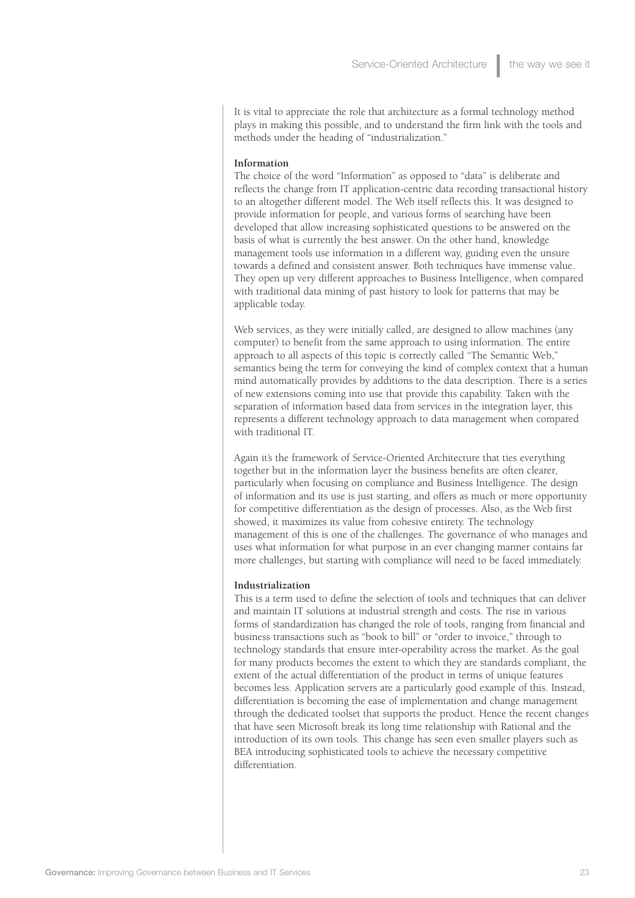It is vital to appreciate the role that architecture as a formal technology method plays in making this possible, and to understand the firm link with the tools and methods under the heading of "industrialization."

**Information**

The choice of the word "Information" as opposed to "data" is deliberate and reflects the change from IT application-centric data recording transactional history to an altogether different model. The Web itself reflects this. It was designed to provide information for people, and various forms of searching have been developed that allow increasing sophisticated questions to be answered on the basis of what is currently the best answer. On the other hand, knowledge management tools use information in a different way, guiding even the unsure towards a defined and consistent answer. Both techniques have immense value. They open up very different approaches to Business Intelligence, when compared with traditional data mining of past history to look for patterns that may be applicable today.

Web services, as they were initially called, are designed to allow machines (any computer) to benefit from the same approach to using information. The entire approach to all aspects of this topic is correctly called "The Semantic Web," semantics being the term for conveying the kind of complex context that a human mind automatically provides by additions to the data description. There is a series of new extensions coming into use that provide this capability. Taken with the separation of information based data from services in the integration layer, this represents a different technology approach to data management when compared with traditional IT.

Again it's the framework of Service-Oriented Architecture that ties everything together but in the information layer the business benefits are often clearer, particularly when focusing on compliance and Business Intelligence. The design of information and its use is just starting, and offers as much or more opportunity for competitive differentiation as the design of processes. Also, as the Web first showed, it maximizes its value from cohesive entirety. The technology management of this is one of the challenges. The governance of who manages and uses what information for what purpose in an ever changing manner contains far more challenges, but starting with compliance will need to be faced immediately.

**Industrialization**

This is a term used to define the selection of tools and techniques that can deliver and maintain IT solutions at industrial strength and costs. The rise in various forms of standardization has changed the role of tools, ranging from financial and business transactions such as "book to bill" or "order to invoice," through to technology standards that ensure inter-operability across the market. As the goal for many products becomes the extent to which they are standards compliant, the extent of the actual differentiation of the product in terms of unique features becomes less. Application servers are a particularly good example of this. Instead, differentiation is becoming the ease of implementation and change management through the dedicated toolset that supports the product. Hence the recent changes that have seen Microsoft break its long time relationship with Rational and the introduction of its own tools. This change has seen even smaller players such as BEA introducing sophisticated tools to achieve the necessary competitive differentiation.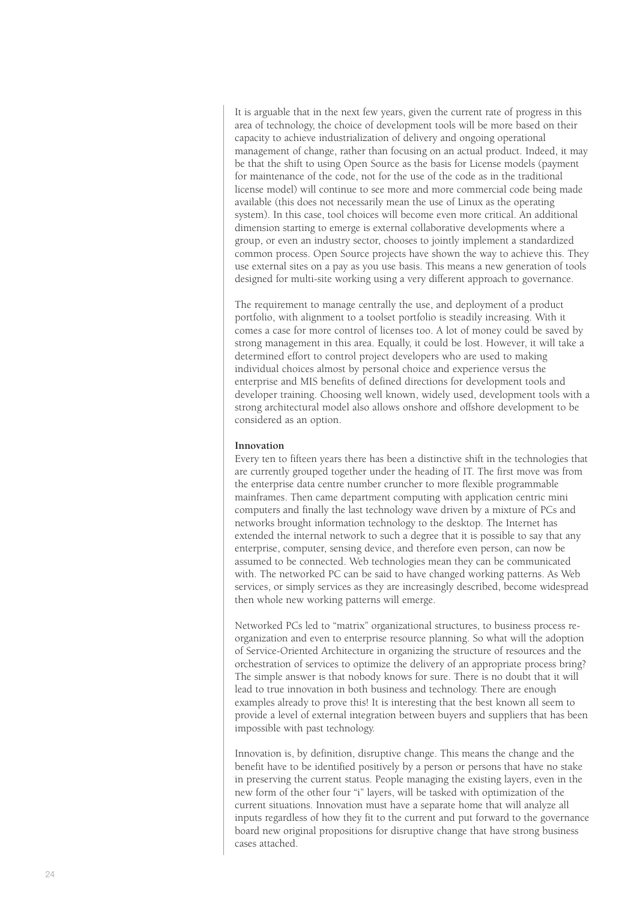It is arguable that in the next few years, given the current rate of progress in this area of technology, the choice of development tools will be more based on their capacity to achieve industrialization of delivery and ongoing operational management of change, rather than focusing on an actual product. Indeed, it may be that the shift to using Open Source as the basis for License models (payment for maintenance of the code, not for the use of the code as in the traditional license model) will continue to see more and more commercial code being made available (this does not necessarily mean the use of Linux as the operating system). In this case, tool choices will become even more critical. An additional dimension starting to emerge is external collaborative developments where a group, or even an industry sector, chooses to jointly implement a standardized common process. Open Source projects have shown the way to achieve this. They use external sites on a pay as you use basis. This means a new generation of tools designed for multi-site working using a very different approach to governance.

The requirement to manage centrally the use, and deployment of a product portfolio, with alignment to a toolset portfolio is steadily increasing. With it comes a case for more control of licenses too. A lot of money could be saved by strong management in this area. Equally, it could be lost. However, it will take a determined effort to control project developers who are used to making individual choices almost by personal choice and experience versus the enterprise and MIS benefits of defined directions for development tools and developer training. Choosing well known, widely used, development tools with a strong architectural model also allows onshore and offshore development to be considered as an option.

**Innovation**

Every ten to fifteen years there has been a distinctive shift in the technologies that are currently grouped together under the heading of IT. The first move was from the enterprise data centre number cruncher to more flexible programmable mainframes. Then came department computing with application centric mini computers and finally the last technology wave driven by a mixture of PCs and networks brought information technology to the desktop. The Internet has extended the internal network to such a degree that it is possible to say that any enterprise, computer, sensing device, and therefore even person, can now be assumed to be connected. Web technologies mean they can be communicated with. The networked PC can be said to have changed working patterns. As Web services, or simply services as they are increasingly described, become widespread then whole new working patterns will emerge.

Networked PCs led to "matrix" organizational structures, to business process re-organization and even to enterprise resource planning. So what will the adoption of Service-Oriented Architecture in organizing the structure of resources and the orchestration of services to optimize the delivery of an appropriate process bring? The simple answer is that nobody knows for sure. There is no doubt that it will lead to true innovation in both business and technology. There are enough examples already to prove this! It is interesting that the best known all seem to provide a level of external integration between buyers and suppliers that has been impossible with past technology.

Innovation is, by definition, disruptive change. This means the change and the benefit have to be identified positively by a person or persons that have no stake in preserving the current status. People managing the existing layers, even in the new form of the other four "i" layers, will be tasked with optimization of the current situations. Innovation must have a separate home that will analyze all inputs regardless of how they fit to the current and put forward to the governance board new original propositions for disruptive change that have strong business cases attached.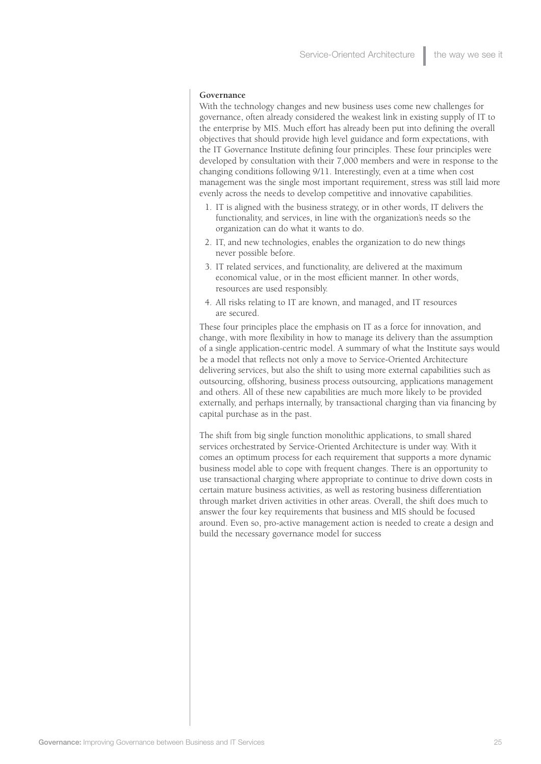### Governance

With the technology changes and new business uses come new challenges for governance, often already considered the weakest link in existing supply of IT to the enterprise by MIS. Much effort has already been put into defining the overall objectives that should provide high level guidance and form expectations, with the IT Governance Institute defining four principles. These four principles were developed by consultation with their 7,000 members and were in response to the changing conditions following 9/11. Interestingly, even at a time when cost management was the single most important requirement, stress was still laid more evenly across the needs to develop competitive and innovative capabilities.

1. IT is aligned with the business strategy, or in other words, IT delivers the functionality, and services, in line with the organization's needs so the organization can do what it wants to do.
2. IT, and new technologies, enables the organization to do new things never possible before.
3. IT related services, and functionality, are delivered at the maximum economical value, or in the most efficient manner. In other words, resources are used responsibly.
4. All risks relating to IT are known, and managed, and IT resources are secured.

These four principles place the emphasis on IT as a force for innovation, and change, with more flexibility in how to manage its delivery than the assumption of a single application-centric model. A summary of what the Institute says would be a model that reflects not only a move to Service-Oriented Architecture delivering services, but also the shift to using more external capabilities such as outsourcing, offshoring, business process outsourcing, applications management and others. All of these new capabilities are much more likely to be provided externally, and perhaps internally, by transactional charging than via financing by capital purchase as in the past.

The shift from big single function monolithic applications, to small shared services orchestrated by Service-Oriented Architecture is under way. With it comes an optimum process for each requirement that supports a more dynamic business model able to cope with frequent changes. There is an opportunity to use transactional charging where appropriate to continue to drive down costs in certain mature business activities, as well as restoring business differentiation through market driven activities in other areas. Overall, the shift does much to answer the four key requirements that business and MIS should be focused around. Even so, pro-active management action is needed to create a design and build the necessary governance model for success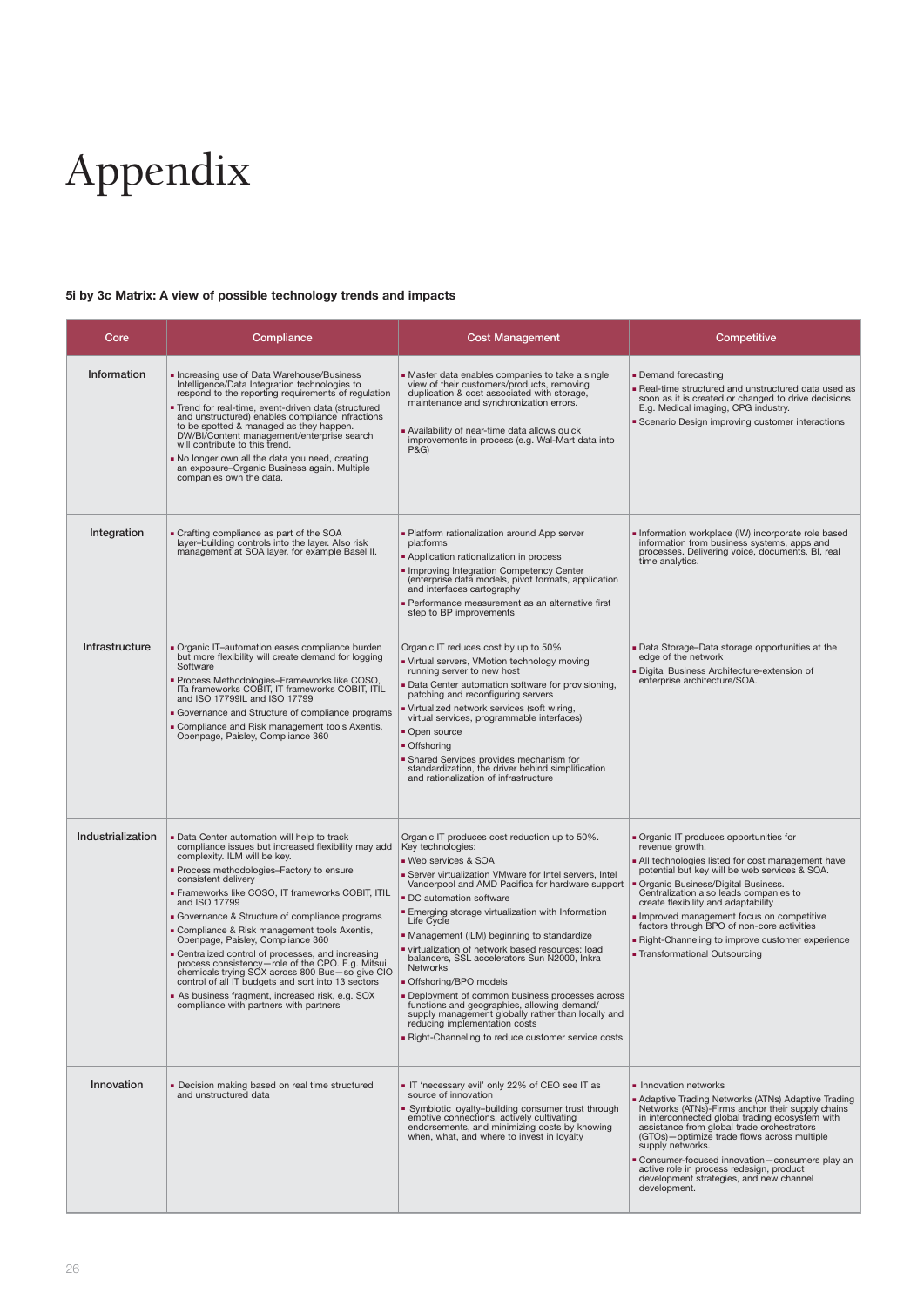# Appendix

**5i by 3c Matrix: A view of possible technology trends and impacts**

| Core | Compliance | Cost Management | Competitive |
|---|---|---|---|
| Information | ▪ Increasing use of Data Warehouse/Business Intelligence/Data Integration technologies to respond to the reporting requirements of regulation<br>▪ Trend for real-time, event-driven data (structured and unstructured) enables compliance infractions to be spotted & managed as they happen. DW/BI/Content management/enterprise search will contribute to this trend.<br>▪ No longer own all the data you need, creating an exposure–Organic Business again. Multiple companies own the data. | ▪ Master data enables companies to take a single view of their customers/products, removing duplication & cost associated with storage, maintenance and synchronization errors.<br>▪ Availability of near-time data allows quick improvements in process (e.g. Wal-Mart data into P&G) | ▪ Demand forecasting<br>▪ Real-time structured and unstructured data used as soon as it is created or changed to drive decisions E.g. Medical imaging, CPG industry.<br>▪ Scenario Design improving customer interactions |
| Integration | ▪ Crafting compliance as part of the SOA layer–building controls into the layer. Also risk management at SOA layer, for example Basel II. | ▪ Platform rationalization around App server platforms<br>▪ Application rationalization in process<br>▪ Improving Integration Competency Center (enterprise data models, pivot formats, application and interfaces cartography<br>▪ Performance measurement as an alternative first step to BP improvements | ▪ Information workplace (IW) incorporate role based information from business systems, apps and processes. Delivering voice, documents, BI, real time analytics. |
| Infrastructure | ▪ Organic IT–automation eases compliance burden but more flexibility will create demand for logging Software<br>▪ Process Methodologies–Frameworks like COSO, ITa frameworks COBIT, IT frameworks COBIT, ITIL and ISO 17799IL and ISO 17799<br>▪ Governance and Structure of compliance programs<br>▪ Compliance and Risk management tools Axentis, Openpage, Paisley, Compliance 360 | Organic IT reduces cost by up to 50%<br>▪ Virtual servers, VMotion technology moving running server to new host<br>▪ Data Center automation software for provisioning, patching and reconfiguring servers<br>▪ Virtualized network services (soft wiring, virtual services, programmable interfaces)<br>▪ Open source<br>▪ Offshoring<br>▪ Shared Services provides mechanism for standardization, the driver behind simplification and rationalization of infrastructure | ▪ Data Storage–Data storage opportunities at the edge of the network<br>▪ Digital Business Architecture-extension of enterprise architecture/SOA. |
| Industrialization | ▪ Data Center automation will help to track compliance issues but increased flexibility may add complexity. ILM will be key.<br>▪ Process methodologies–Factory to ensure consistent delivery<br>▪ Frameworks like COSO, IT frameworks COBIT, ITIL and ISO 17799<br>▪ Governance & Structure of compliance programs<br>▪ Compliance & Risk management tools Axentis, Openpage, Paisley, Compliance 360<br>▪ Centralized control of processes, and increasing process consistency—role of the CPO. E.g. Mitsui chemicals trying SOX across 800 Bus—so give CIO control of all IT budgets and sort into 13 sectors<br>▪ As business fragment, increased risk, e.g. SOX compliance with partners with partners | Organic IT produces cost reduction up to 50%. Key technologies:<br>▪ Web services & SOA<br>▪ Server virtualization VMware for Intel servers, Intel Vanderpool and AMD Pacifica for hardware support<br>▪ DC automation software<br>▪ Emerging storage virtualization with Information Life Cycle<br>▪ Management (ILM) beginning to standardize<br>▪ virtualization of network based resources: load balancers, SSL accelerators Sun N2000, Inkra Networks<br>▪ Offshoring/BPO models<br>▪ Deployment of common business processes across functions and geographies, allowing demand/ supply management globally rather than locally and reducing implementation costs<br>▪ Right-Channeling to reduce customer service costs | ▪ Organic IT produces opportunities for revenue growth.<br>▪ All technologies listed for cost management have potential but key will be web services & SOA.<br>▪ Organic Business/Digital Business. Centralization also leads companies to create flexibility and adaptability<br>▪ Improved management focus on competitive factors through BPO of non-core activities<br>▪ Right-Channeling to improve customer experience<br>▪ Transformational Outsourcing |
| Innovation | ▪ Decision making based on real time structured and unstructured data | ▪ IT 'necessary evil' only 22% of CEO see IT as source of innovation<br>▪ Symbiotic loyalty–building consumer trust through emotive connections, actively cultivating endorsements, and minimizing costs by knowing when, what, and where to invest in loyalty | ▪ Innovation networks<br>▪ Adaptive Trading Networks (ATNs) Adaptive Trading Networks (ATNs)-Firms anchor their supply chains in interconnected global trading ecosystem with assistance from global trade orchestrators (GTOs)—optimize trade flows across multiple supply networks.<br>▪ Consumer-focused innovation—consumers play an active role in process redesign, product development strategies, and new channel development. |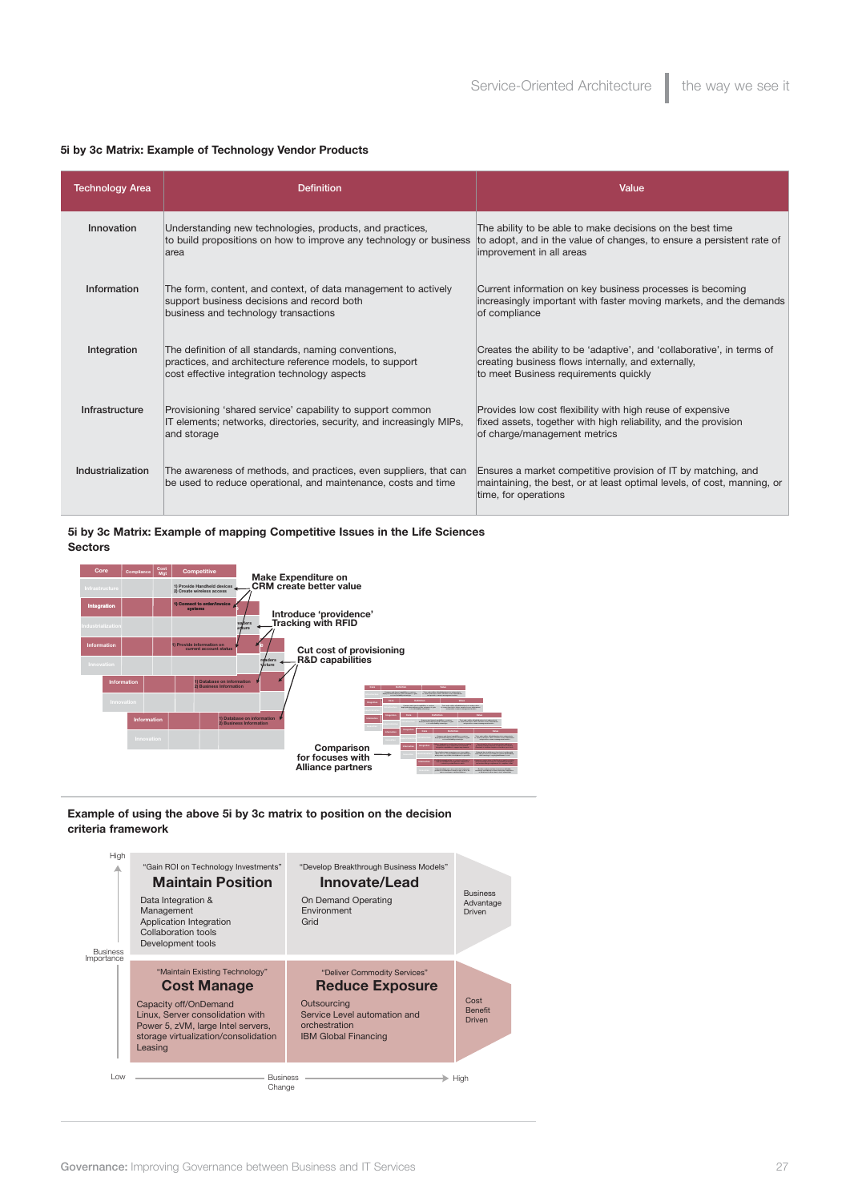**5i by 3c Matrix: Example of Technology Vendor Products**

| Technology Area | Definition | Value |
|---|---|---|
| Innovation | Understanding new technologies, products, and practices, to build propositions on how to improve any technology or business area | The ability to be able to make decisions on the best time to adopt, and in the value of changes, to ensure a persistent rate of improvement in all areas |
| Information | The form, content, and context, of data management to actively support business decisions and record both business and technology transactions | Current information on key business processes is becoming increasingly important with faster moving markets, and the demands of compliance |
| Integration | The definition of all standards, naming conventions, practices, and architecture reference models, to support cost effective integration technology aspects | Creates the ability to be 'adaptive', and 'collaborative', in terms of creating business flows internally, and externally, to meet Business requirements quickly |
| Infrastructure | Provisioning 'shared service' capability to support common IT elements; networks, directories, security, and increasingly MIPs, and storage | Provides low cost flexibility with high reuse of expensive fixed assets, together with high reliability, and the provision of charge/management metrics |
| Industrialization | The awareness of methods, and practices, even suppliers, that can be used to reduce operational, and maintenance, costs and time | Ensures a market competitive provision of IT by matching, and maintaining, the best, or at least optimal levels, of cost, manning, or time, for operations |

**5i by 3c Matrix: Example of mapping Competitive Issues in the Life Sciences Sectors**

- Make Expenditure on CRM create better value
- Introduce 'providence' Tracking with RFID
- Cut cost of provisioning R&D capabilities
- Comparison for focuses with Alliance partners

**Example of using the above 5i by 3c matrix to position on the decision criteria framework**

| | Low Business Change | High Business Change | |
|---|---|---|---|
| **High Business Importance** | "Gain ROI on Technology Investments" **Maintain Position**: Data Integration & Management, Application Integration, Collaboration tools, Development tools | "Develop Breakthrough Business Models" **Innovate/Lead**: On Demand Operating Environment, Grid | Business Advantage Driven |
| **Low Business Importance** | "Maintain Existing Technology" **Cost Manage**: Capacity off/OnDemand, Linux, Server consolidation with Power 5, zVM, large Intel servers, storage virtualization/consolidation, Leasing | "Deliver Commodity Services" **Reduce Exposure**: Outsourcing, Service Level automation and orchestration, IBM Global Financing | Cost Benefit Driven |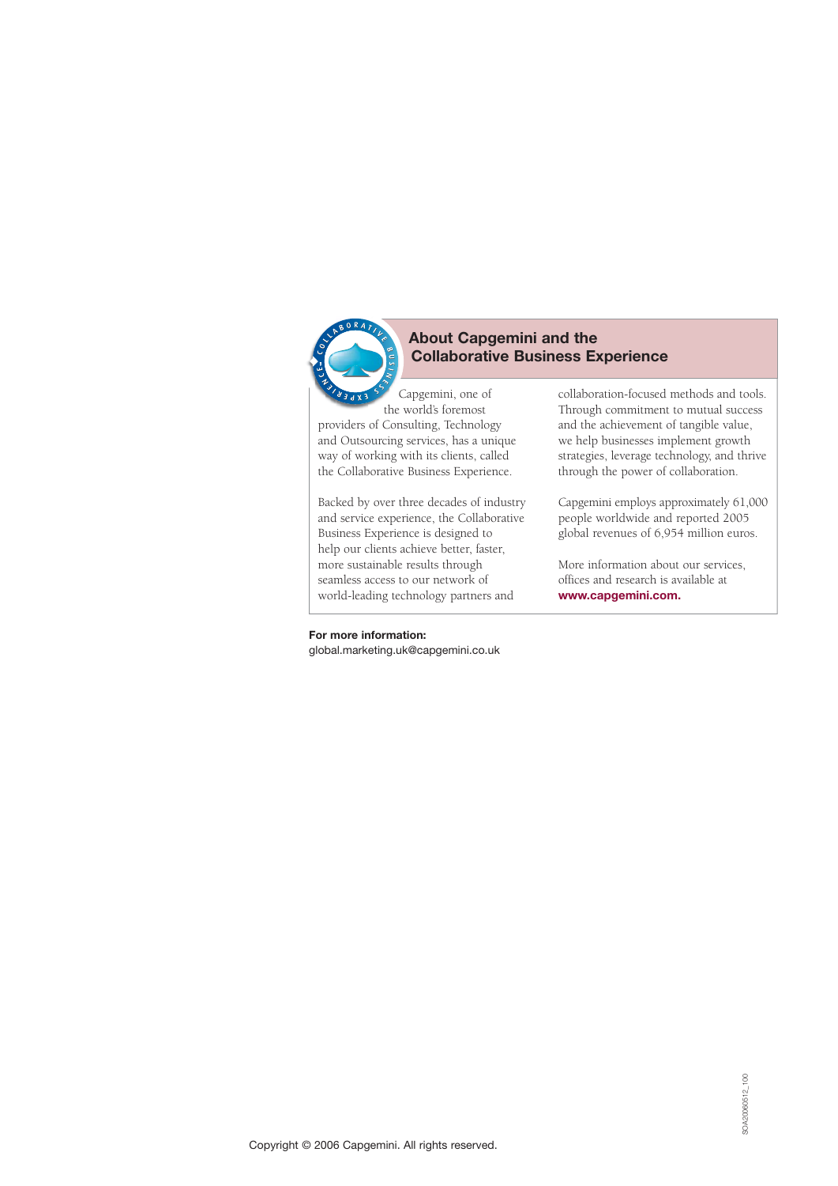## About Capgemini and the Collaborative Business Experience

Capgemini, one of the world's foremost providers of Consulting, Technology and Outsourcing services, has a unique way of working with its clients, called the Collaborative Business Experience.

Backed by over three decades of industry and service experience, the Collaborative Business Experience is designed to help our clients achieve better, faster, more sustainable results through seamless access to our network of world-leading technology partners and collaboration-focused methods and tools. Through commitment to mutual success and the achievement of tangible value, we help businesses implement growth strategies, leverage technology, and thrive through the power of collaboration.

Capgemini employs approximately 61,000 people worldwide and reported 2005 global revenues of 6,954 million euros.

More information about our services, offices and research is available at **www.capgemini.com.**

**For more information:**
global.marketing.uk@capgemini.co.uk

SOA20060512_100

Copyright © 2006 Capgemini. All rights reserved.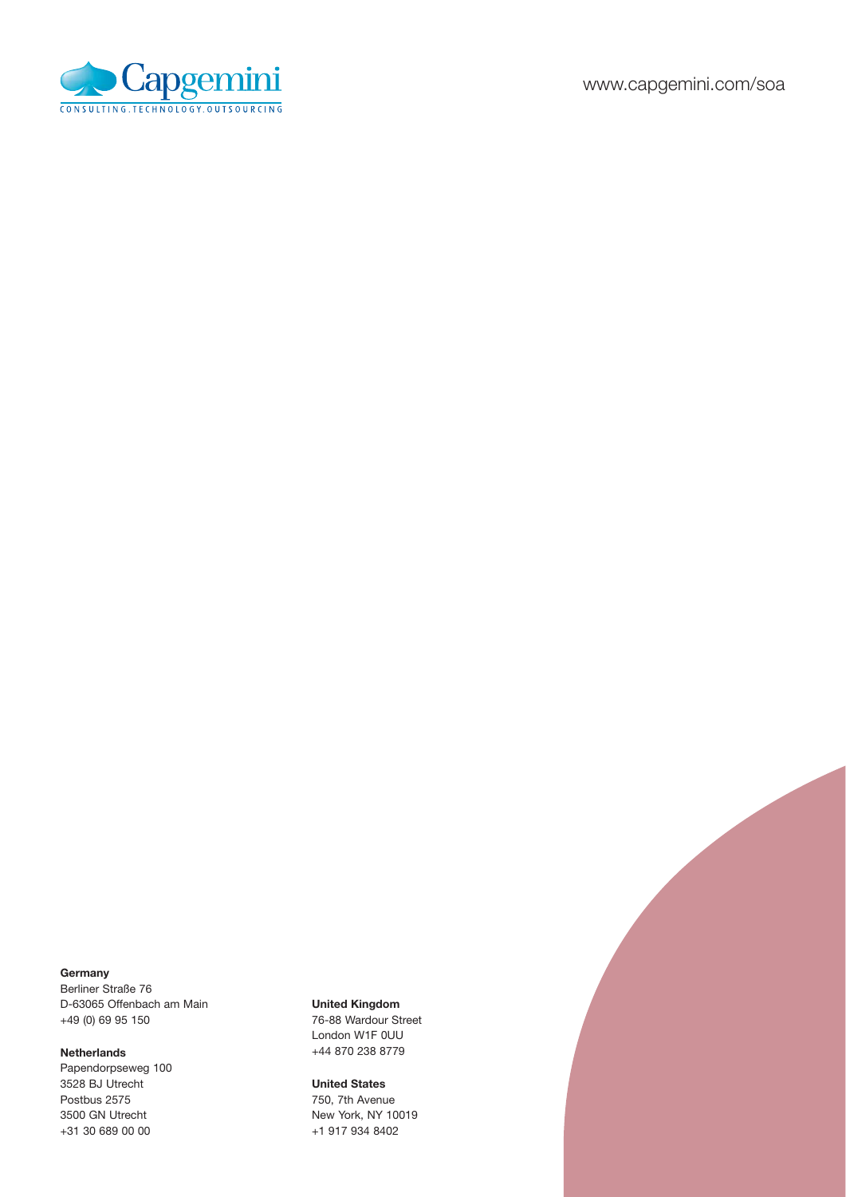Capgemini

CONSULTING.TECHNOLOGY.OUTSOURCING

www.capgemini.com/soa

**Germany**
Berliner Straße 76
D-63065 Offenbach am Main
+49 (0) 69 95 150

**Netherlands**
Papendorpseweg 100
3528 BJ Utrecht
Postbus 2575
3500 GN Utrecht
+31 30 689 00 00

**United Kingdom**
76-88 Wardour Street
London W1F 0UU
+44 870 238 8779

**United States**
750, 7th Avenue
New York, NY 10019
+1 917 934 8402